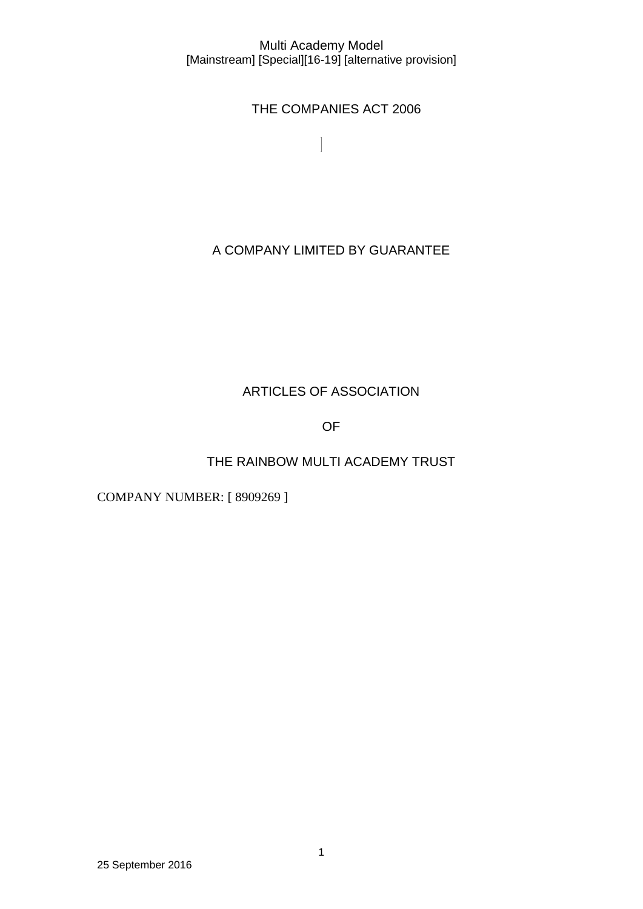Multi Academy Model
[Mainstream] [Special][16-19] [alternative provision]

THE COMPANIES ACT 2006

A COMPANY LIMITED BY GUARANTEE

# ARTICLES OF ASSOCIATION

# OF

# THE RAINBOW MULTI ACADEMY TRUST

COMPANY NUMBER: [ 8909269 ]

25 September 2016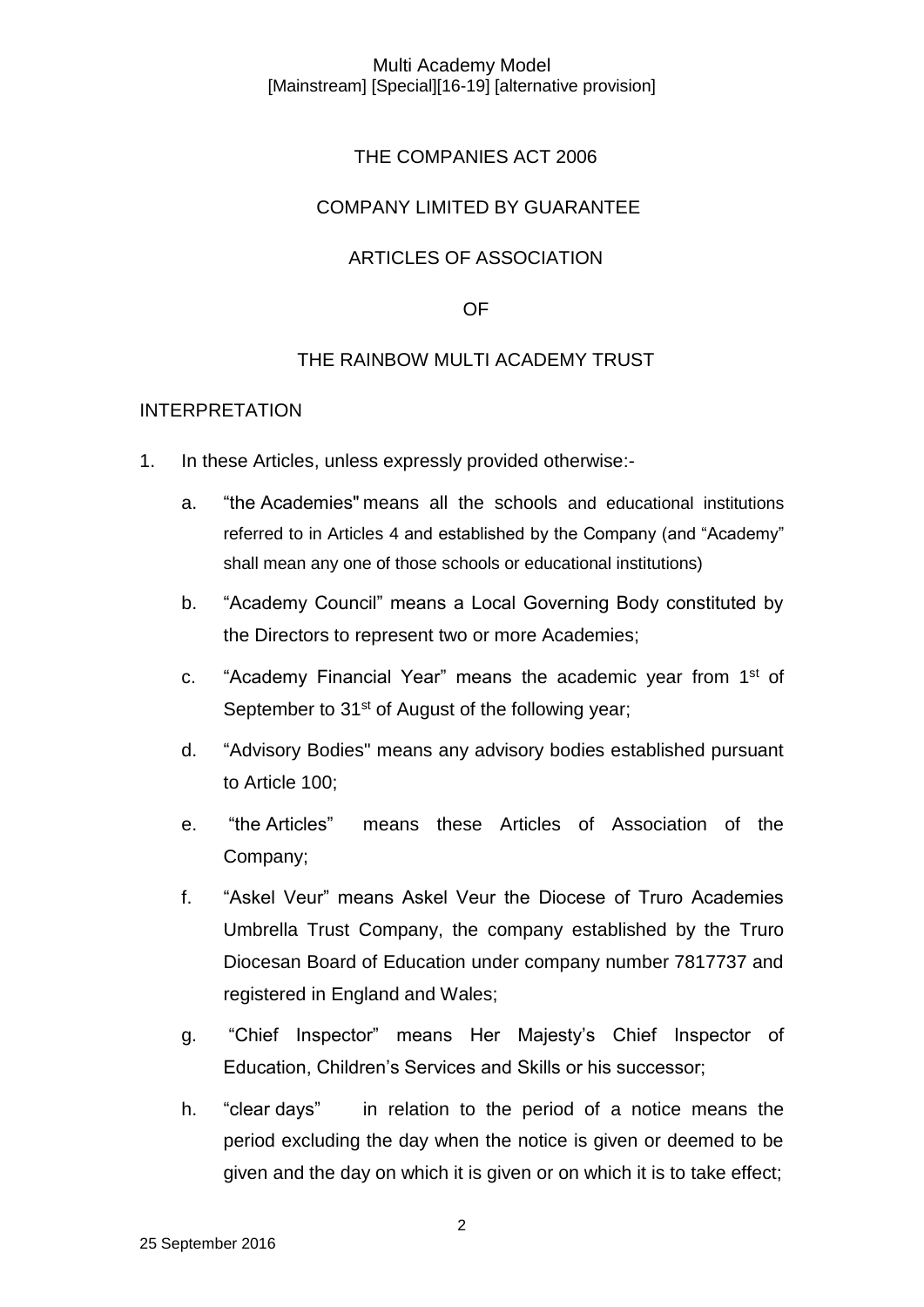THE COMPANIES ACT 2006

COMPANY LIMITED BY GUARANTEE

ARTICLES OF ASSOCIATION

OF

THE RAINBOW MULTI ACADEMY TRUST

## INTERPRETATION

1. In these Articles, unless expressly provided otherwise:-

   a. "the Academies" means all the schools and educational institutions referred to in Articles 4 and established by the Company (and "Academy" shall mean any one of those schools or educational institutions)

   b. "Academy Council" means a Local Governing Body constituted by the Directors to represent two or more Academies;

   c. "Academy Financial Year" means the academic year from 1st of September to 31st of August of the following year;

   d. "Advisory Bodies" means any advisory bodies established pursuant to Article 100;

   e. "the Articles" means these Articles of Association of the Company;

   f. "Askel Veur" means Askel Veur the Diocese of Truro Academies Umbrella Trust Company, the company established by the Truro Diocesan Board of Education under company number 7817737 and registered in England and Wales;

   g. "Chief Inspector" means Her Majesty's Chief Inspector of Education, Children's Services and Skills or his successor;

   h. "clear days" in relation to the period of a notice means the period excluding the day when the notice is given or deemed to be given and the day on which it is given or on which it is to take effect;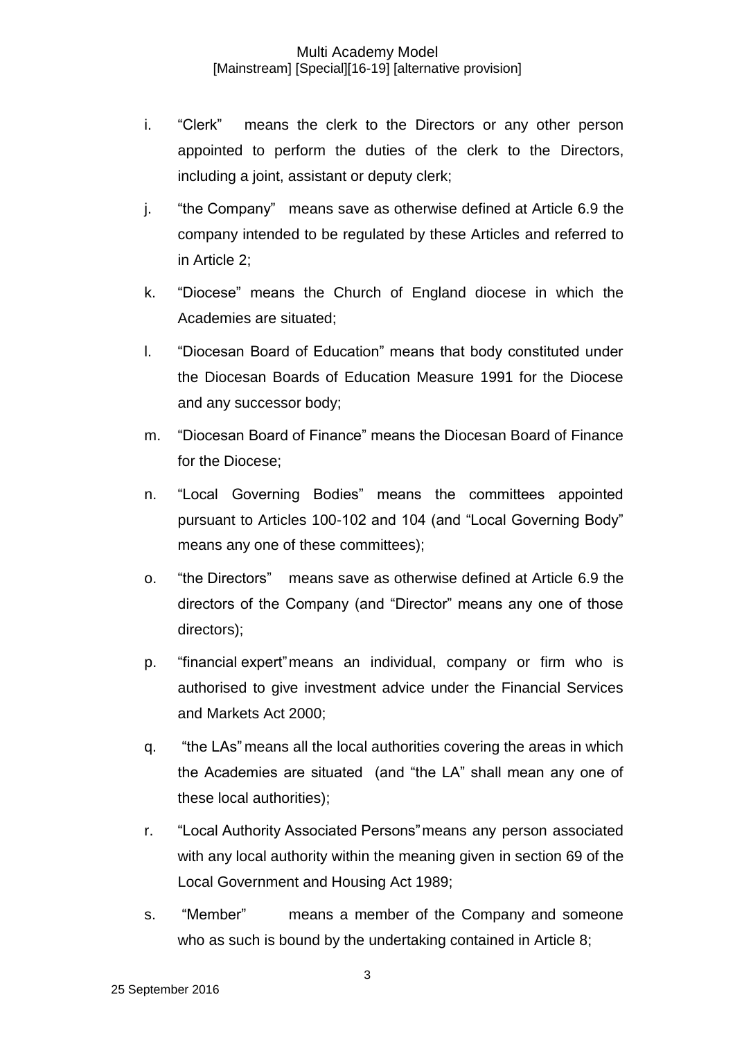i. "Clerk" means the clerk to the Directors or any other person appointed to perform the duties of the clerk to the Directors, including a joint, assistant or deputy clerk;

j. "the Company" means save as otherwise defined at Article 6.9 the company intended to be regulated by these Articles and referred to in Article 2;

k. "Diocese" means the Church of England diocese in which the Academies are situated;

l. "Diocesan Board of Education" means that body constituted under the Diocesan Boards of Education Measure 1991 for the Diocese and any successor body;

m. "Diocesan Board of Finance" means the Diocesan Board of Finance for the Diocese;

n. "Local Governing Bodies" means the committees appointed pursuant to Articles 100-102 and 104 (and "Local Governing Body" means any one of these committees);

o. "the Directors" means save as otherwise defined at Article 6.9 the directors of the Company (and "Director" means any one of those directors);

p. "financial expert" means an individual, company or firm who is authorised to give investment advice under the Financial Services and Markets Act 2000;

q. "the LAs" means all the local authorities covering the areas in which the Academies are situated (and "the LA" shall mean any one of these local authorities);

r. "Local Authority Associated Persons" means any person associated with any local authority within the meaning given in section 69 of the Local Government and Housing Act 1989;

s. "Member" means a member of the Company and someone who as such is bound by the undertaking contained in Article 8;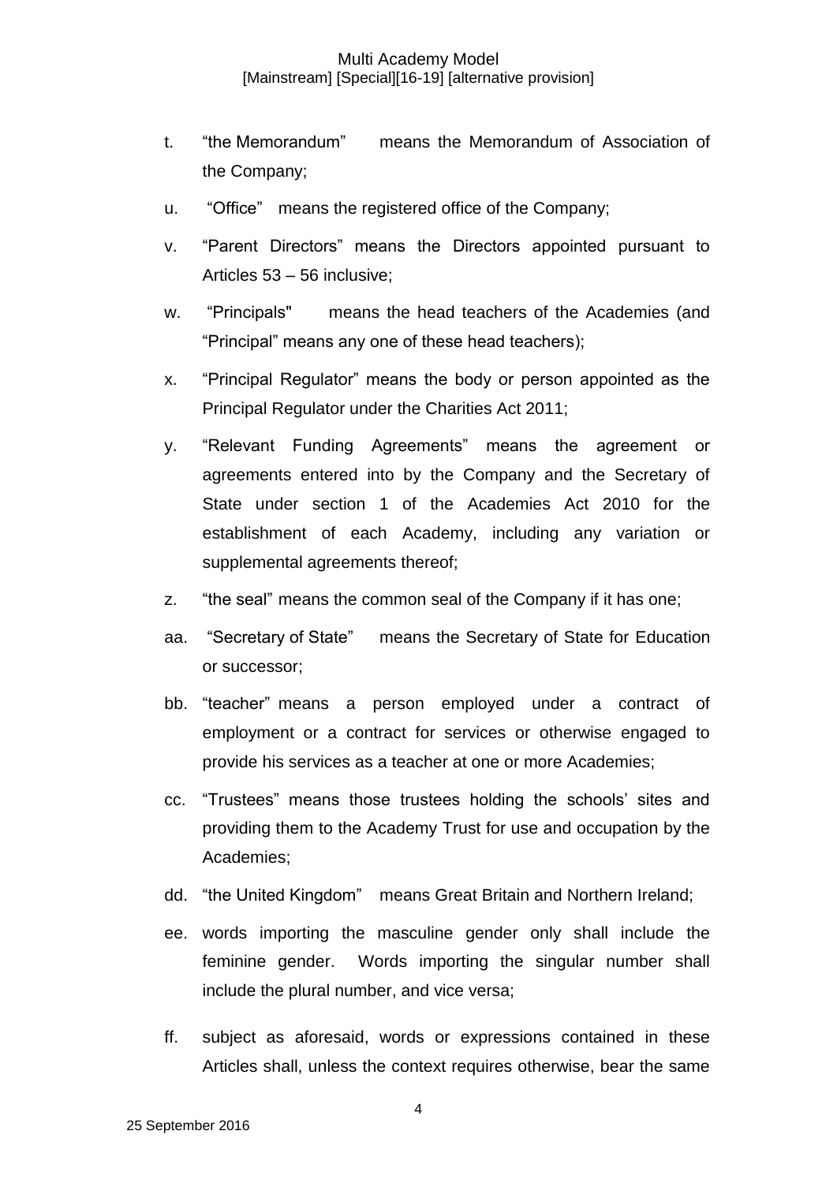t. "the Memorandum" means the Memorandum of Association of the Company;

u. "Office" means the registered office of the Company;

v. "Parent Directors" means the Directors appointed pursuant to Articles 53 – 56 inclusive;

w. "Principals" means the head teachers of the Academies (and "Principal" means any one of these head teachers);

x. "Principal Regulator" means the body or person appointed as the Principal Regulator under the Charities Act 2011;

y. "Relevant Funding Agreements" means the agreement or agreements entered into by the Company and the Secretary of State under section 1 of the Academies Act 2010 for the establishment of each Academy, including any variation or supplemental agreements thereof;

z. "the seal" means the common seal of the Company if it has one;

aa. "Secretary of State" means the Secretary of State for Education or successor;

bb. "teacher" means a person employed under a contract of employment or a contract for services or otherwise engaged to provide his services as a teacher at one or more Academies;

cc. "Trustees" means those trustees holding the schools' sites and providing them to the Academy Trust for use and occupation by the Academies;

dd. "the United Kingdom" means Great Britain and Northern Ireland;

ee. words importing the masculine gender only shall include the feminine gender. Words importing the singular number shall include the plural number, and vice versa;

ff. subject as aforesaid, words or expressions contained in these Articles shall, unless the context requires otherwise, bear the same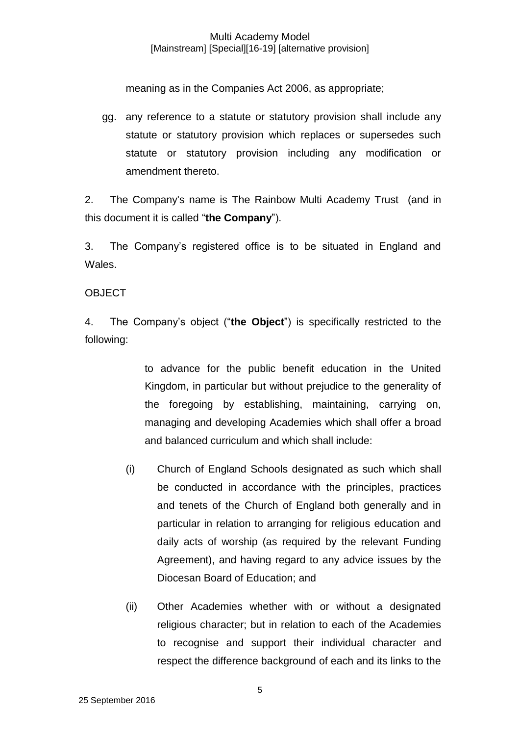meaning as in the Companies Act 2006, as appropriate;

gg. any reference to a statute or statutory provision shall include any statute or statutory provision which replaces or supersedes such statute or statutory provision including any modification or amendment thereto.

2. The Company's name is The Rainbow Multi Academy Trust (and in this document it is called "**the Company**").

3. The Company's registered office is to be situated in England and Wales.

OBJECT

4. The Company's object ("**the Object**") is specifically restricted to the following:

to advance for the public benefit education in the United Kingdom, in particular but without prejudice to the generality of the foregoing by establishing, maintaining, carrying on, managing and developing Academies which shall offer a broad and balanced curriculum and which shall include:

(i) Church of England Schools designated as such which shall be conducted in accordance with the principles, practices and tenets of the Church of England both generally and in particular in relation to arranging for religious education and daily acts of worship (as required by the relevant Funding Agreement), and having regard to any advice issues by the Diocesan Board of Education; and

(ii) Other Academies whether with or without a designated religious character; but in relation to each of the Academies to recognise and support their individual character and respect the difference background of each and its links to the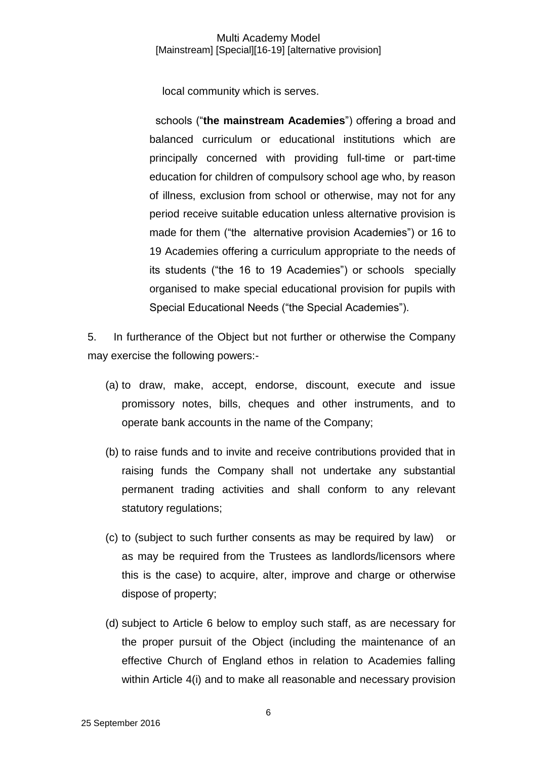local community which is serves.

schools ("**the mainstream Academies**") offering a broad and balanced curriculum or educational institutions which are principally concerned with providing full-time or part-time education for children of compulsory school age who, by reason of illness, exclusion from school or otherwise, may not for any period receive suitable education unless alternative provision is made for them ("the alternative provision Academies") or 16 to 19 Academies offering a curriculum appropriate to the needs of its students ("the 16 to 19 Academies") or schools specially organised to make special educational provision for pupils with Special Educational Needs ("the Special Academies").

5. In furtherance of the Object but not further or otherwise the Company may exercise the following powers:-

(a) to draw, make, accept, endorse, discount, execute and issue promissory notes, bills, cheques and other instruments, and to operate bank accounts in the name of the Company;

(b) to raise funds and to invite and receive contributions provided that in raising funds the Company shall not undertake any substantial permanent trading activities and shall conform to any relevant statutory regulations;

(c) to (subject to such further consents as may be required by law) or as may be required from the Trustees as landlords/licensors where this is the case) to acquire, alter, improve and charge or otherwise dispose of property;

(d) subject to Article 6 below to employ such staff, as are necessary for the proper pursuit of the Object (including the maintenance of an effective Church of England ethos in relation to Academies falling within Article 4(i) and to make all reasonable and necessary provision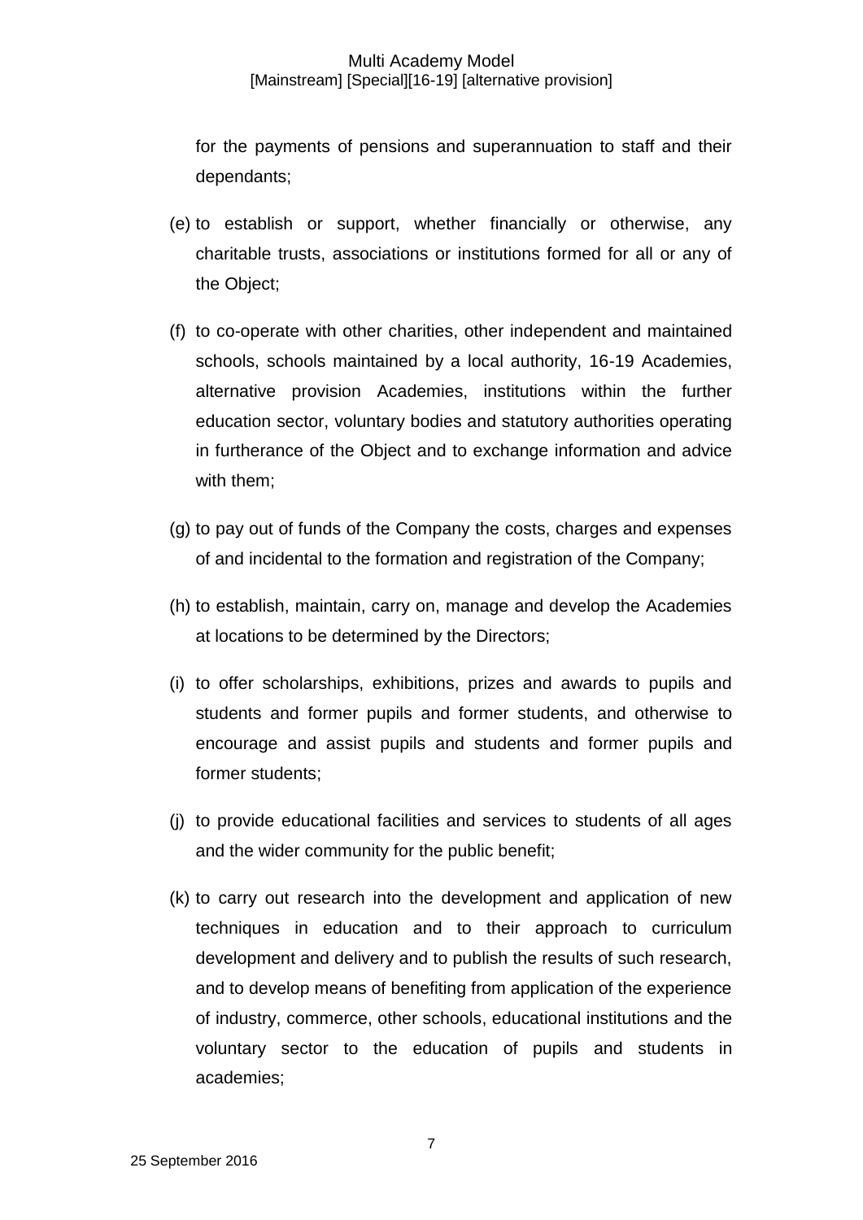for the payments of pensions and superannuation to staff and their dependants;

(e) to establish or support, whether financially or otherwise, any charitable trusts, associations or institutions formed for all or any of the Object;

(f) to co-operate with other charities, other independent and maintained schools, schools maintained by a local authority, 16-19 Academies, alternative provision Academies, institutions within the further education sector, voluntary bodies and statutory authorities operating in furtherance of the Object and to exchange information and advice with them;

(g) to pay out of funds of the Company the costs, charges and expenses of and incidental to the formation and registration of the Company;

(h) to establish, maintain, carry on, manage and develop the Academies at locations to be determined by the Directors;

(i) to offer scholarships, exhibitions, prizes and awards to pupils and students and former pupils and former students, and otherwise to encourage and assist pupils and students and former pupils and former students;

(j) to provide educational facilities and services to students of all ages and the wider community for the public benefit;

(k) to carry out research into the development and application of new techniques in education and to their approach to curriculum development and delivery and to publish the results of such research, and to develop means of benefiting from application of the experience of industry, commerce, other schools, educational institutions and the voluntary sector to the education of pupils and students in academies;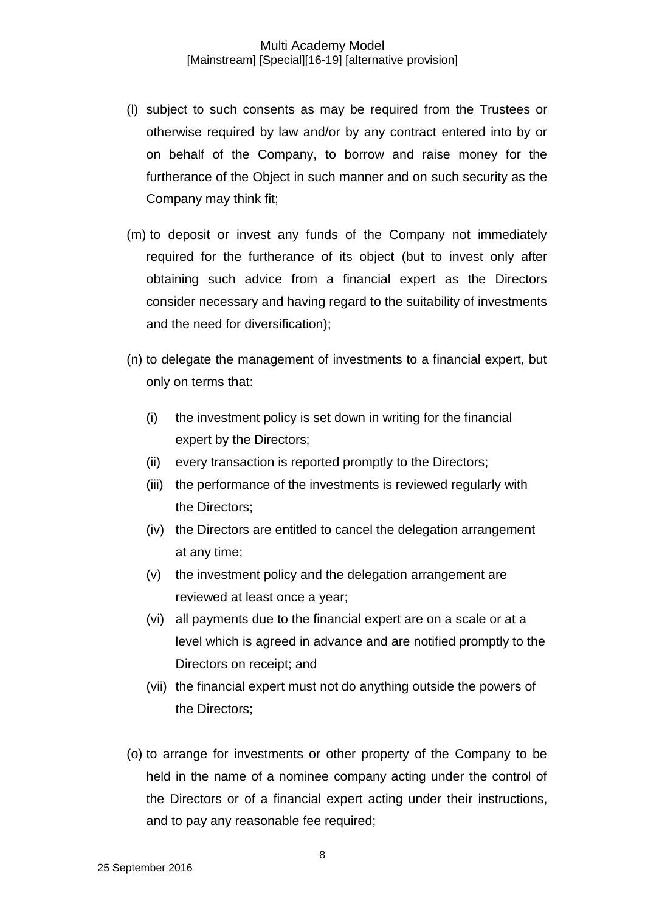(l) subject to such consents as may be required from the Trustees or otherwise required by law and/or by any contract entered into by or on behalf of the Company, to borrow and raise money for the furtherance of the Object in such manner and on such security as the Company may think fit;

(m) to deposit or invest any funds of the Company not immediately required for the furtherance of its object (but to invest only after obtaining such advice from a financial expert as the Directors consider necessary and having regard to the suitability of investments and the need for diversification);

(n) to delegate the management of investments to a financial expert, but only on terms that:

   (i) the investment policy is set down in writing for the financial expert by the Directors;
   (ii) every transaction is reported promptly to the Directors;
   (iii) the performance of the investments is reviewed regularly with the Directors;
   (iv) the Directors are entitled to cancel the delegation arrangement at any time;
   (v) the investment policy and the delegation arrangement are reviewed at least once a year;
   (vi) all payments due to the financial expert are on a scale or at a level which is agreed in advance and are notified promptly to the Directors on receipt; and
   (vii) the financial expert must not do anything outside the powers of the Directors;

(o) to arrange for investments or other property of the Company to be held in the name of a nominee company acting under the control of the Directors or of a financial expert acting under their instructions, and to pay any reasonable fee required;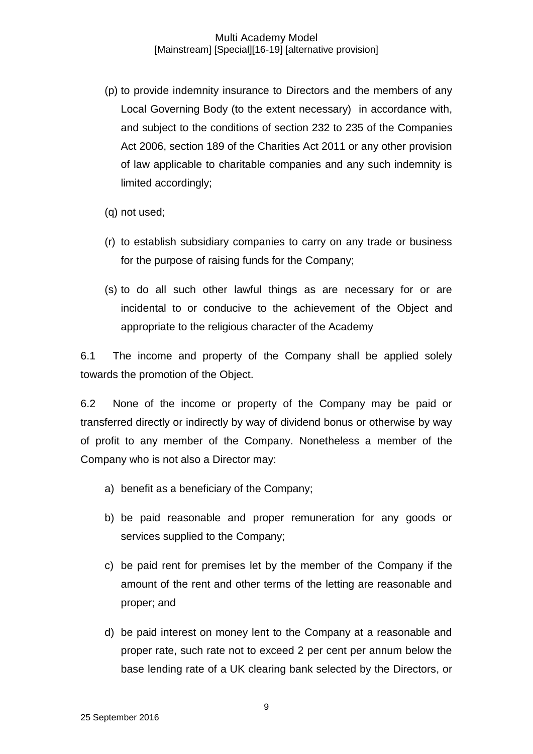(p) to provide indemnity insurance to Directors and the members of any Local Governing Body (to the extent necessary) in accordance with, and subject to the conditions of section 232 to 235 of the Companies Act 2006, section 189 of the Charities Act 2011 or any other provision of law applicable to charitable companies and any such indemnity is limited accordingly;

(q) not used;

(r) to establish subsidiary companies to carry on any trade or business for the purpose of raising funds for the Company;

(s) to do all such other lawful things as are necessary for or are incidental to or conducive to the achievement of the Object and appropriate to the religious character of the Academy

6.1 The income and property of the Company shall be applied solely towards the promotion of the Object.

6.2 None of the income or property of the Company may be paid or transferred directly or indirectly by way of dividend bonus or otherwise by way of profit to any member of the Company. Nonetheless a member of the Company who is not also a Director may:

a) benefit as a beneficiary of the Company;

b) be paid reasonable and proper remuneration for any goods or services supplied to the Company;

c) be paid rent for premises let by the member of the Company if the amount of the rent and other terms of the letting are reasonable and proper; and

d) be paid interest on money lent to the Company at a reasonable and proper rate, such rate not to exceed 2 per cent per annum below the base lending rate of a UK clearing bank selected by the Directors, or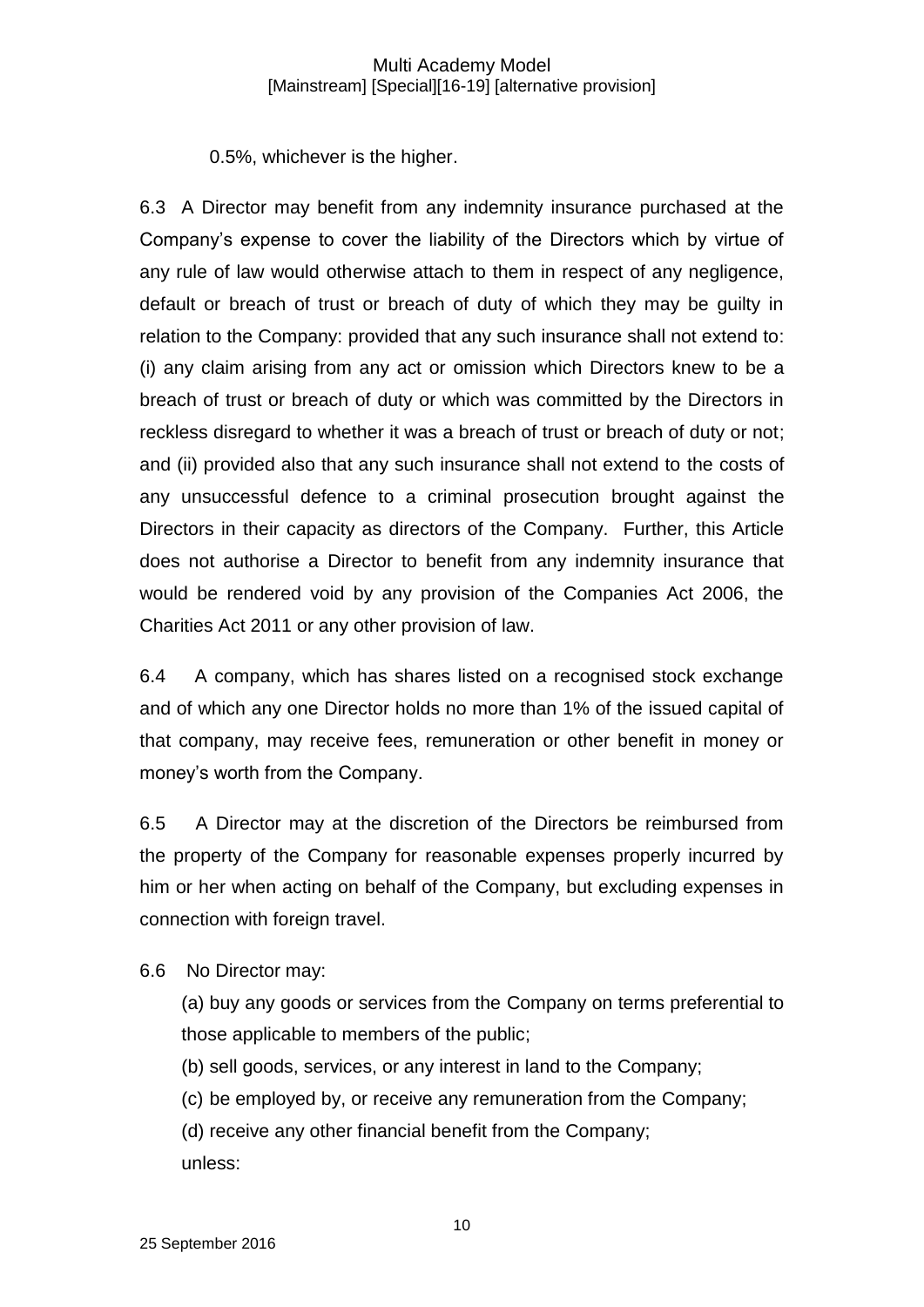0.5%, whichever is the higher.

6.3 A Director may benefit from any indemnity insurance purchased at the Company's expense to cover the liability of the Directors which by virtue of any rule of law would otherwise attach to them in respect of any negligence, default or breach of trust or breach of duty of which they may be guilty in relation to the Company: provided that any such insurance shall not extend to: (i) any claim arising from any act or omission which Directors knew to be a breach of trust or breach of duty or which was committed by the Directors in reckless disregard to whether it was a breach of trust or breach of duty or not; and (ii) provided also that any such insurance shall not extend to the costs of any unsuccessful defence to a criminal prosecution brought against the Directors in their capacity as directors of the Company. Further, this Article does not authorise a Director to benefit from any indemnity insurance that would be rendered void by any provision of the Companies Act 2006, the Charities Act 2011 or any other provision of law.

6.4 A company, which has shares listed on a recognised stock exchange and of which any one Director holds no more than 1% of the issued capital of that company, may receive fees, remuneration or other benefit in money or money's worth from the Company.

6.5 A Director may at the discretion of the Directors be reimbursed from the property of the Company for reasonable expenses properly incurred by him or her when acting on behalf of the Company, but excluding expenses in connection with foreign travel.

6.6 No Director may:

(a) buy any goods or services from the Company on terms preferential to those applicable to members of the public;

(b) sell goods, services, or any interest in land to the Company;

(c) be employed by, or receive any remuneration from the Company;

(d) receive any other financial benefit from the Company;

unless: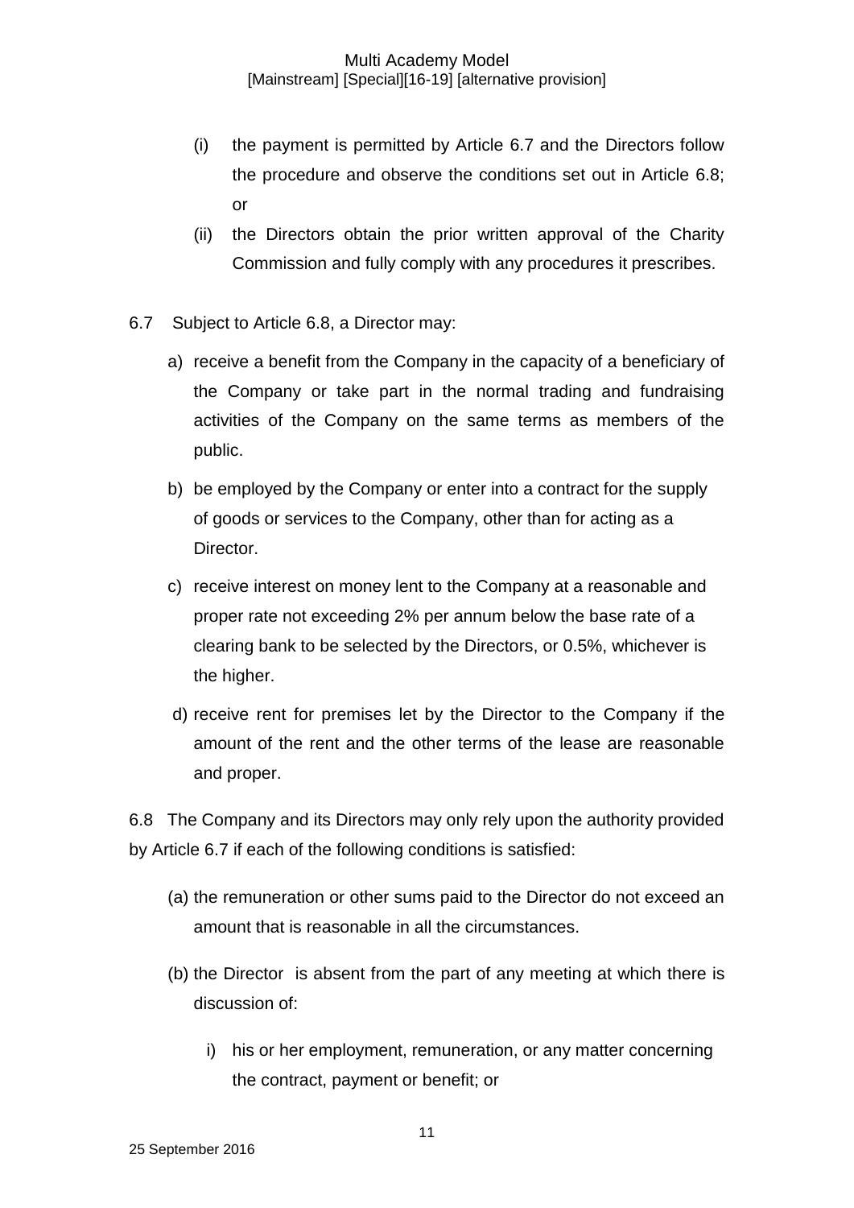(i) the payment is permitted by Article 6.7 and the Directors follow the procedure and observe the conditions set out in Article 6.8; or

(ii) the Directors obtain the prior written approval of the Charity Commission and fully comply with any procedures it prescribes.

6.7 Subject to Article 6.8, a Director may:

a) receive a benefit from the Company in the capacity of a beneficiary of the Company or take part in the normal trading and fundraising activities of the Company on the same terms as members of the public.

b) be employed by the Company or enter into a contract for the supply of goods or services to the Company, other than for acting as a Director.

c) receive interest on money lent to the Company at a reasonable and proper rate not exceeding 2% per annum below the base rate of a clearing bank to be selected by the Directors, or 0.5%, whichever is the higher.

d) receive rent for premises let by the Director to the Company if the amount of the rent and the other terms of the lease are reasonable and proper.

6.8 The Company and its Directors may only rely upon the authority provided by Article 6.7 if each of the following conditions is satisfied:

(a) the remuneration or other sums paid to the Director do not exceed an amount that is reasonable in all the circumstances.

(b) the Director is absent from the part of any meeting at which there is discussion of:

i) his or her employment, remuneration, or any matter concerning the contract, payment or benefit; or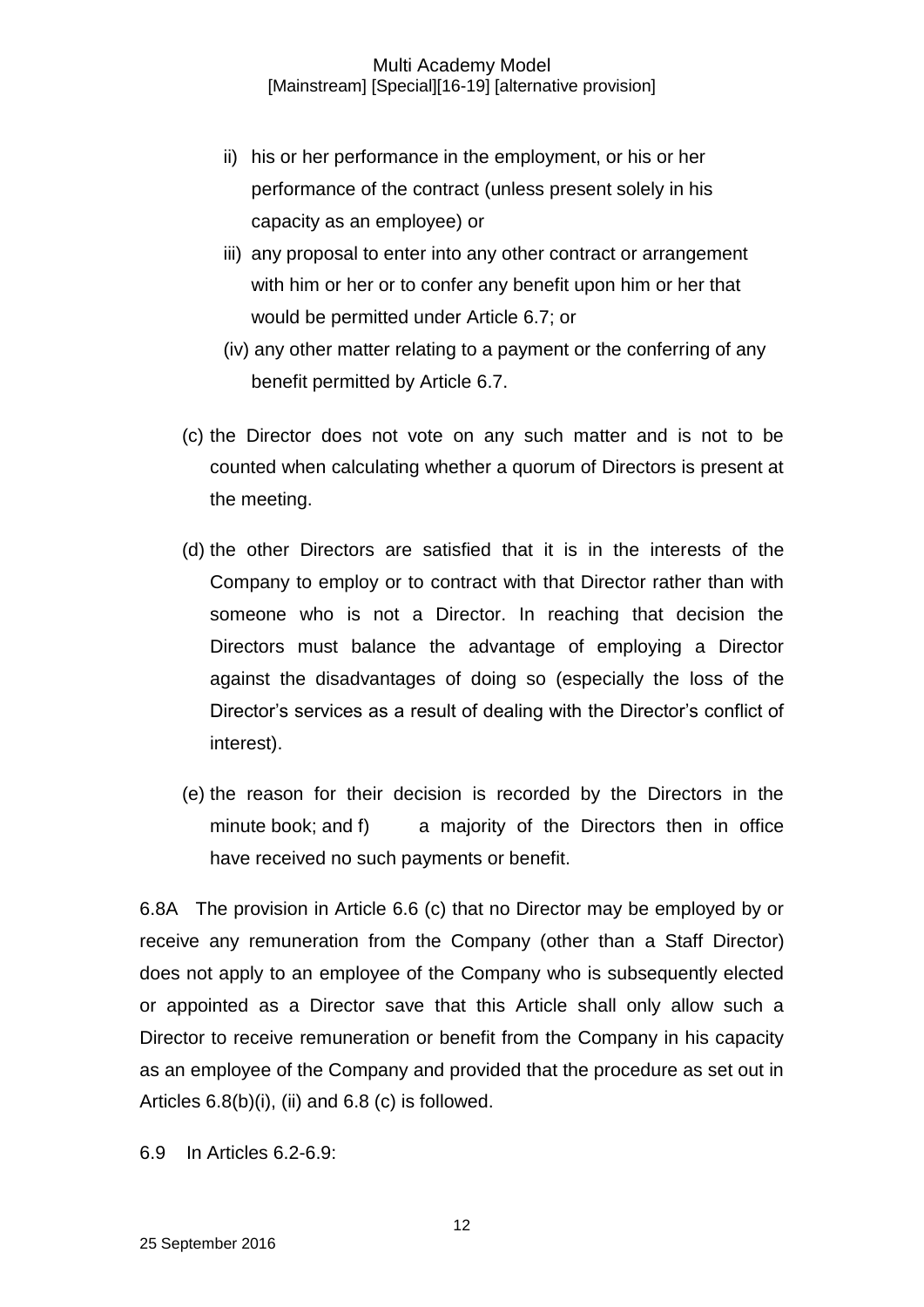ii) his or her performance in the employment, or his or her performance of the contract (unless present solely in his capacity as an employee) or

iii) any proposal to enter into any other contract or arrangement with him or her or to confer any benefit upon him or her that would be permitted under Article 6.7; or

(iv) any other matter relating to a payment or the conferring of any benefit permitted by Article 6.7.

(c) the Director does not vote on any such matter and is not to be counted when calculating whether a quorum of Directors is present at the meeting.

(d) the other Directors are satisfied that it is in the interests of the Company to employ or to contract with that Director rather than with someone who is not a Director. In reaching that decision the Directors must balance the advantage of employing a Director against the disadvantages of doing so (especially the loss of the Director's services as a result of dealing with the Director's conflict of interest).

(e) the reason for their decision is recorded by the Directors in the minute book; and f) a majority of the Directors then in office have received no such payments or benefit.

6.8A The provision in Article 6.6 (c) that no Director may be employed by or receive any remuneration from the Company (other than a Staff Director) does not apply to an employee of the Company who is subsequently elected or appointed as a Director save that this Article shall only allow such a Director to receive remuneration or benefit from the Company in his capacity as an employee of the Company and provided that the procedure as set out in Articles 6.8(b)(i), (ii) and 6.8 (c) is followed.

6.9 In Articles 6.2-6.9: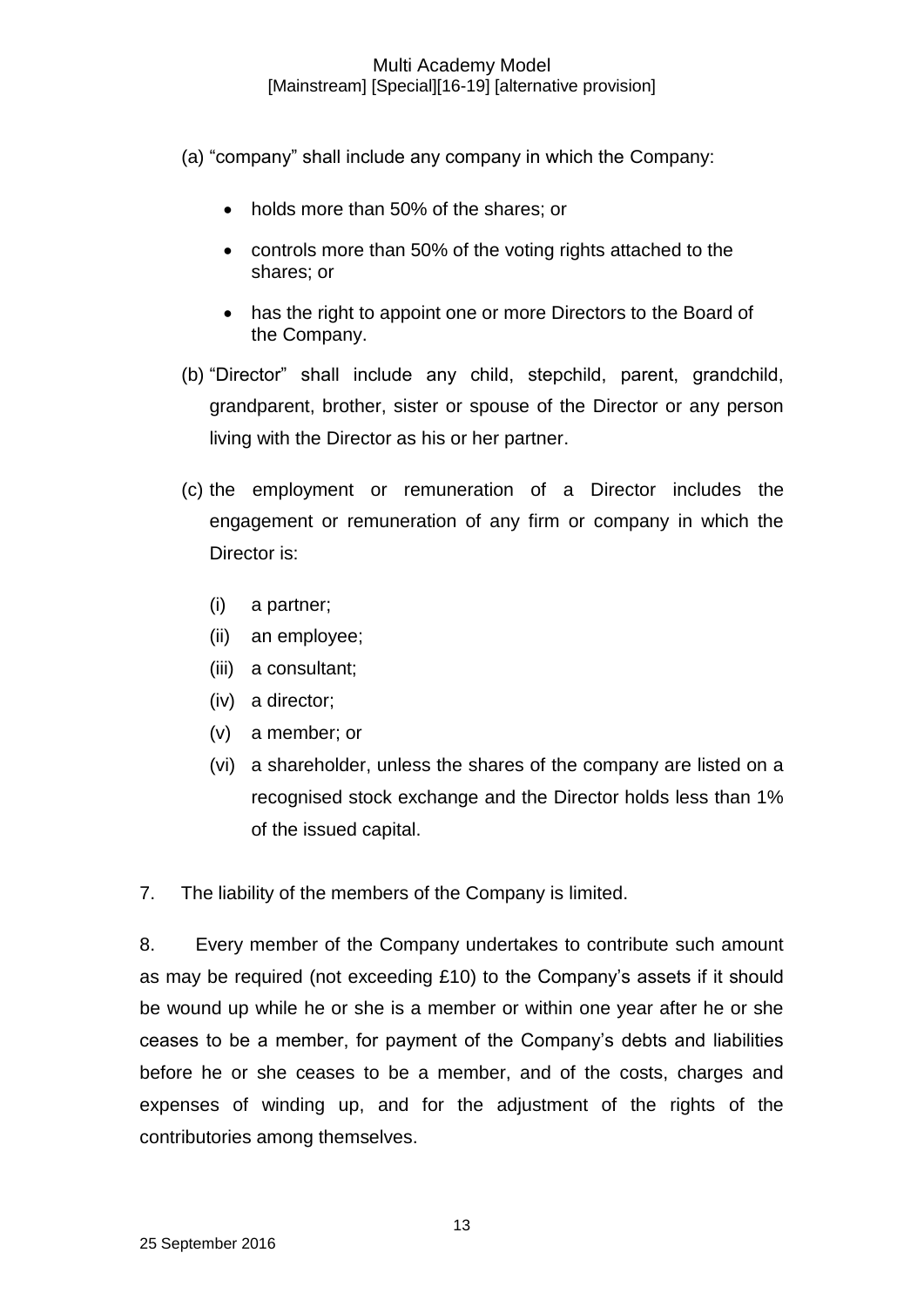(a) "company" shall include any company in which the Company:

- holds more than 50% of the shares; or
- controls more than 50% of the voting rights attached to the shares; or
- has the right to appoint one or more Directors to the Board of the Company.

(b) "Director" shall include any child, stepchild, parent, grandchild, grandparent, brother, sister or spouse of the Director or any person living with the Director as his or her partner.

(c) the employment or remuneration of a Director includes the engagement or remuneration of any firm or company in which the Director is:

(i) a partner;
(ii) an employee;
(iii) a consultant;
(iv) a director;
(v) a member; or
(vi) a shareholder, unless the shares of the company are listed on a recognised stock exchange and the Director holds less than 1% of the issued capital.

7. The liability of the members of the Company is limited.

8. Every member of the Company undertakes to contribute such amount as may be required (not exceeding £10) to the Company's assets if it should be wound up while he or she is a member or within one year after he or she ceases to be a member, for payment of the Company's debts and liabilities before he or she ceases to be a member, and of the costs, charges and expenses of winding up, and for the adjustment of the rights of the contributories among themselves.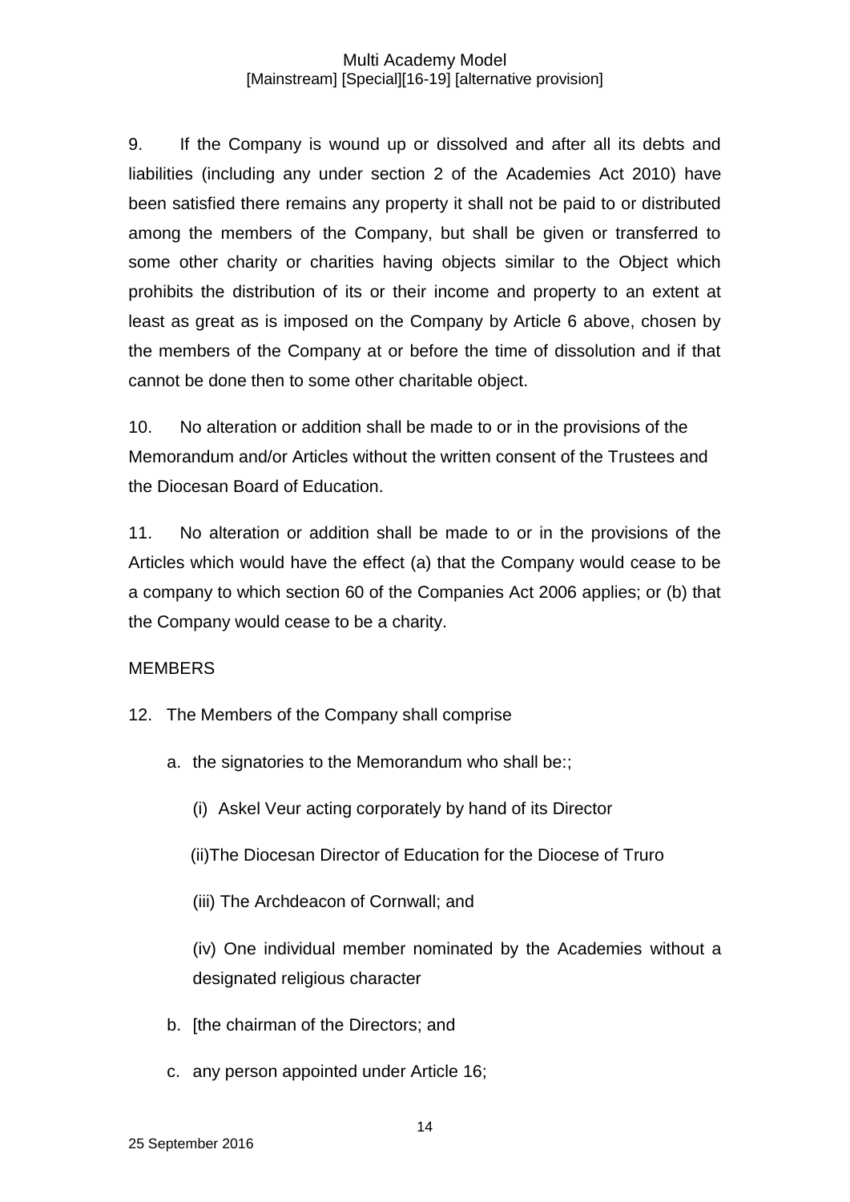9. If the Company is wound up or dissolved and after all its debts and liabilities (including any under section 2 of the Academies Act 2010) have been satisfied there remains any property it shall not be paid to or distributed among the members of the Company, but shall be given or transferred to some other charity or charities having objects similar to the Object which prohibits the distribution of its or their income and property to an extent at least as great as is imposed on the Company by Article 6 above, chosen by the members of the Company at or before the time of dissolution and if that cannot be done then to some other charitable object.

10. No alteration or addition shall be made to or in the provisions of the Memorandum and/or Articles without the written consent of the Trustees and the Diocesan Board of Education.

11. No alteration or addition shall be made to or in the provisions of the Articles which would have the effect (a) that the Company would cease to be a company to which section 60 of the Companies Act 2006 applies; or (b) that the Company would cease to be a charity.

MEMBERS

12. The Members of the Company shall comprise

   a. the signatories to the Memorandum who shall be:;

      (i) Askel Veur acting corporately by hand of its Director

      (ii)The Diocesan Director of Education for the Diocese of Truro

      (iii) The Archdeacon of Cornwall; and

      (iv) One individual member nominated by the Academies without a designated religious character

   b. [the chairman of the Directors; and

   c. any person appointed under Article 16;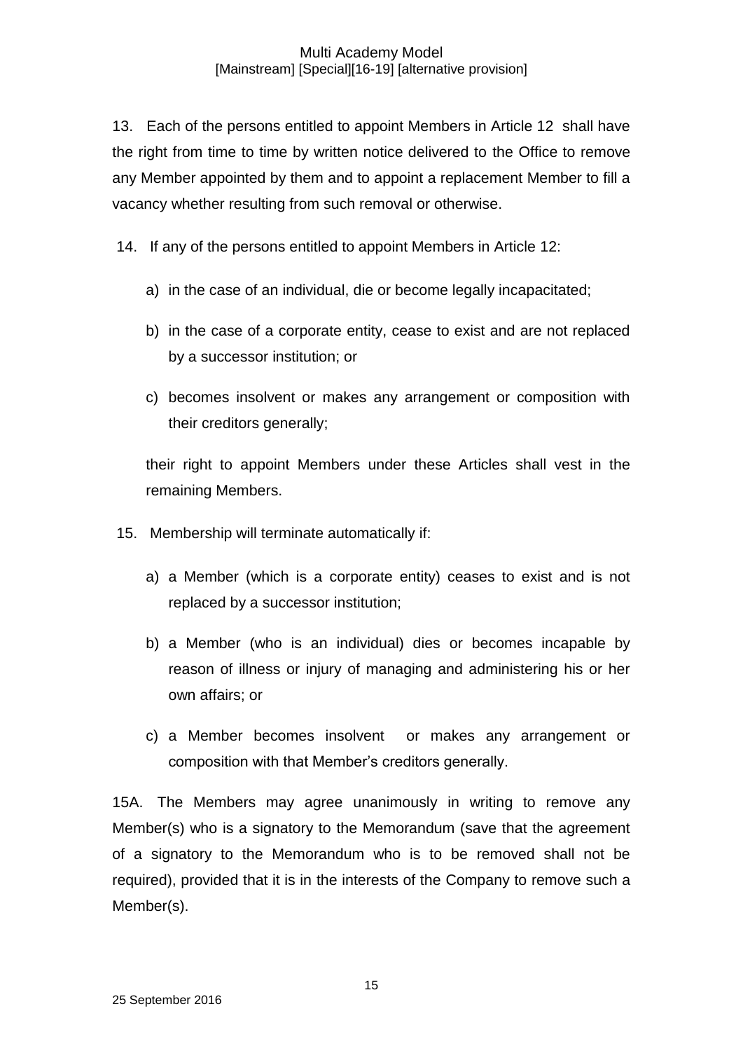13. Each of the persons entitled to appoint Members in Article 12 shall have the right from time to time by written notice delivered to the Office to remove any Member appointed by them and to appoint a replacement Member to fill a vacancy whether resulting from such removal or otherwise.

14. If any of the persons entitled to appoint Members in Article 12:

   a) in the case of an individual, die or become legally incapacitated;

   b) in the case of a corporate entity, cease to exist and are not replaced by a successor institution; or

   c) becomes insolvent or makes any arrangement or composition with their creditors generally;

   their right to appoint Members under these Articles shall vest in the remaining Members.

15. Membership will terminate automatically if:

   a) a Member (which is a corporate entity) ceases to exist and is not replaced by a successor institution;

   b) a Member (who is an individual) dies or becomes incapable by reason of illness or injury of managing and administering his or her own affairs; or

   c) a Member becomes insolvent or makes any arrangement or composition with that Member's creditors generally.

15A. The Members may agree unanimously in writing to remove any Member(s) who is a signatory to the Memorandum (save that the agreement of a signatory to the Memorandum who is to be removed shall not be required), provided that it is in the interests of the Company to remove such a Member(s).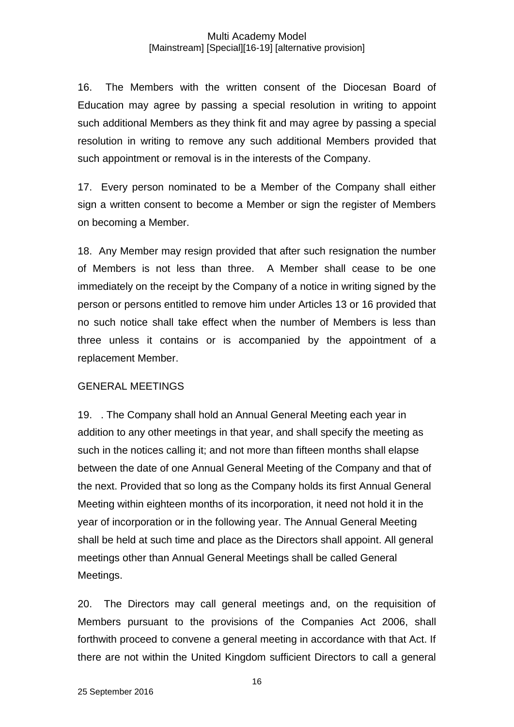16. The Members with the written consent of the Diocesan Board of Education may agree by passing a special resolution in writing to appoint such additional Members as they think fit and may agree by passing a special resolution in writing to remove any such additional Members provided that such appointment or removal is in the interests of the Company.

17. Every person nominated to be a Member of the Company shall either sign a written consent to become a Member or sign the register of Members on becoming a Member.

18. Any Member may resign provided that after such resignation the number of Members is not less than three. A Member shall cease to be one immediately on the receipt by the Company of a notice in writing signed by the person or persons entitled to remove him under Articles 13 or 16 provided that no such notice shall take effect when the number of Members is less than three unless it contains or is accompanied by the appointment of a replacement Member.

## GENERAL MEETINGS

19. . The Company shall hold an Annual General Meeting each year in addition to any other meetings in that year, and shall specify the meeting as such in the notices calling it; and not more than fifteen months shall elapse between the date of one Annual General Meeting of the Company and that of the next. Provided that so long as the Company holds its first Annual General Meeting within eighteen months of its incorporation, it need not hold it in the year of incorporation or in the following year. The Annual General Meeting shall be held at such time and place as the Directors shall appoint. All general meetings other than Annual General Meetings shall be called General Meetings.

20. The Directors may call general meetings and, on the requisition of Members pursuant to the provisions of the Companies Act 2006, shall forthwith proceed to convene a general meeting in accordance with that Act. If there are not within the United Kingdom sufficient Directors to call a general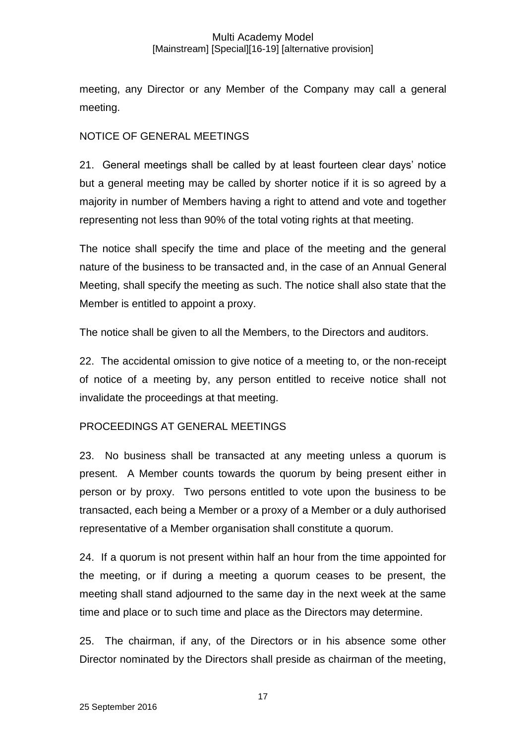meeting, any Director or any Member of the Company may call a general meeting.

NOTICE OF GENERAL MEETINGS

21. General meetings shall be called by at least fourteen clear days' notice but a general meeting may be called by shorter notice if it is so agreed by a majority in number of Members having a right to attend and vote and together representing not less than 90% of the total voting rights at that meeting.

The notice shall specify the time and place of the meeting and the general nature of the business to be transacted and, in the case of an Annual General Meeting, shall specify the meeting as such. The notice shall also state that the Member is entitled to appoint a proxy.

The notice shall be given to all the Members, to the Directors and auditors.

22. The accidental omission to give notice of a meeting to, or the non-receipt of notice of a meeting by, any person entitled to receive notice shall not invalidate the proceedings at that meeting.

PROCEEDINGS AT GENERAL MEETINGS

23. No business shall be transacted at any meeting unless a quorum is present. A Member counts towards the quorum by being present either in person or by proxy. Two persons entitled to vote upon the business to be transacted, each being a Member or a proxy of a Member or a duly authorised representative of a Member organisation shall constitute a quorum.

24. If a quorum is not present within half an hour from the time appointed for the meeting, or if during a meeting a quorum ceases to be present, the meeting shall stand adjourned to the same day in the next week at the same time and place or to such time and place as the Directors may determine.

25. The chairman, if any, of the Directors or in his absence some other Director nominated by the Directors shall preside as chairman of the meeting,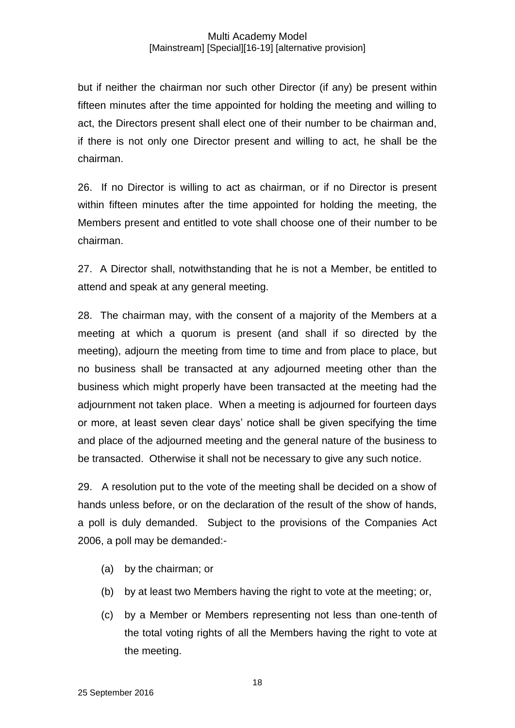but if neither the chairman nor such other Director (if any) be present within fifteen minutes after the time appointed for holding the meeting and willing to act, the Directors present shall elect one of their number to be chairman and, if there is not only one Director present and willing to act, he shall be the chairman.

26. If no Director is willing to act as chairman, or if no Director is present within fifteen minutes after the time appointed for holding the meeting, the Members present and entitled to vote shall choose one of their number to be chairman.

27. A Director shall, notwithstanding that he is not a Member, be entitled to attend and speak at any general meeting.

28. The chairman may, with the consent of a majority of the Members at a meeting at which a quorum is present (and shall if so directed by the meeting), adjourn the meeting from time to time and from place to place, but no business shall be transacted at any adjourned meeting other than the business which might properly have been transacted at the meeting had the adjournment not taken place. When a meeting is adjourned for fourteen days or more, at least seven clear days' notice shall be given specifying the time and place of the adjourned meeting and the general nature of the business to be transacted. Otherwise it shall not be necessary to give any such notice.

29. A resolution put to the vote of the meeting shall be decided on a show of hands unless before, or on the declaration of the result of the show of hands, a poll is duly demanded. Subject to the provisions of the Companies Act 2006, a poll may be demanded:-

(a) by the chairman; or

(b) by at least two Members having the right to vote at the meeting; or,

(c) by a Member or Members representing not less than one-tenth of the total voting rights of all the Members having the right to vote at the meeting.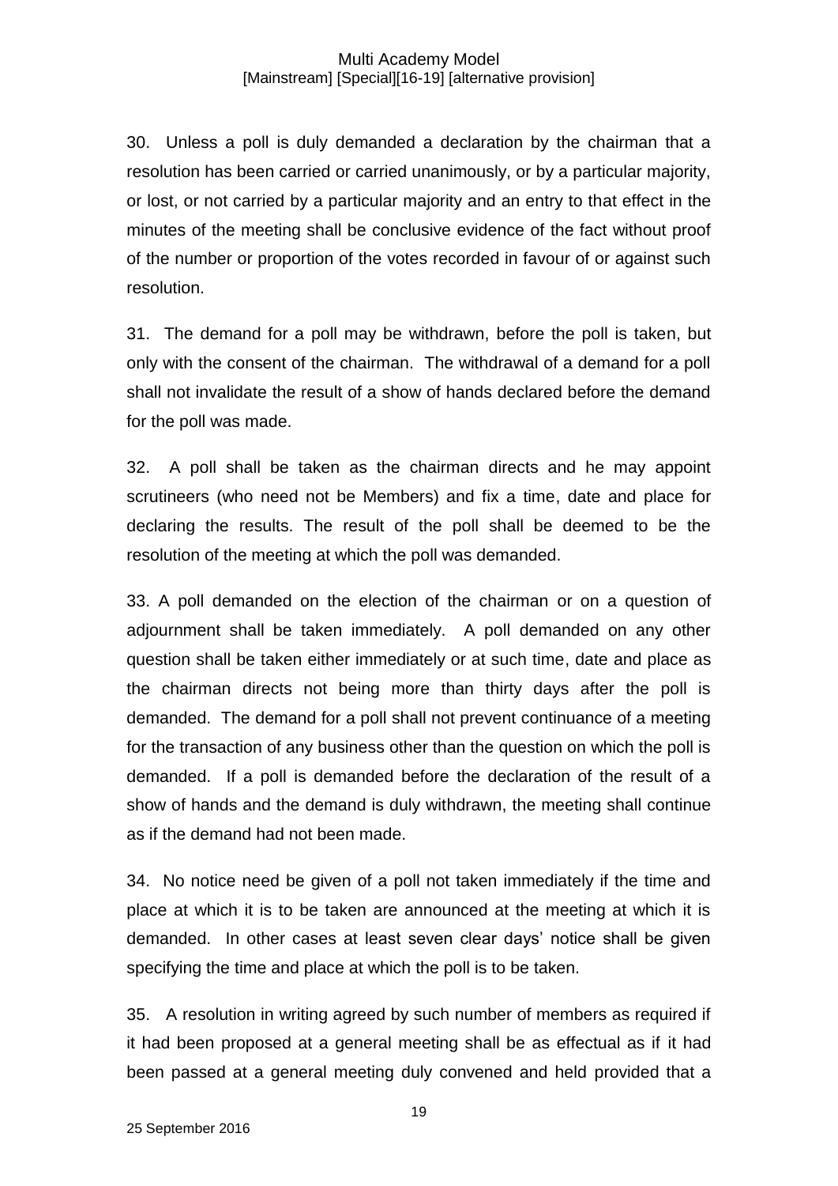30. Unless a poll is duly demanded a declaration by the chairman that a resolution has been carried or carried unanimously, or by a particular majority, or lost, or not carried by a particular majority and an entry to that effect in the minutes of the meeting shall be conclusive evidence of the fact without proof of the number or proportion of the votes recorded in favour of or against such resolution.

31. The demand for a poll may be withdrawn, before the poll is taken, but only with the consent of the chairman. The withdrawal of a demand for a poll shall not invalidate the result of a show of hands declared before the demand for the poll was made.

32. A poll shall be taken as the chairman directs and he may appoint scrutineers (who need not be Members) and fix a time, date and place for declaring the results. The result of the poll shall be deemed to be the resolution of the meeting at which the poll was demanded.

33. A poll demanded on the election of the chairman or on a question of adjournment shall be taken immediately. A poll demanded on any other question shall be taken either immediately or at such time, date and place as the chairman directs not being more than thirty days after the poll is demanded. The demand for a poll shall not prevent continuance of a meeting for the transaction of any business other than the question on which the poll is demanded. If a poll is demanded before the declaration of the result of a show of hands and the demand is duly withdrawn, the meeting shall continue as if the demand had not been made.

34. No notice need be given of a poll not taken immediately if the time and place at which it is to be taken are announced at the meeting at which it is demanded. In other cases at least seven clear days' notice shall be given specifying the time and place at which the poll is to be taken.

35. A resolution in writing agreed by such number of members as required if it had been proposed at a general meeting shall be as effectual as if it had been passed at a general meeting duly convened and held provided that a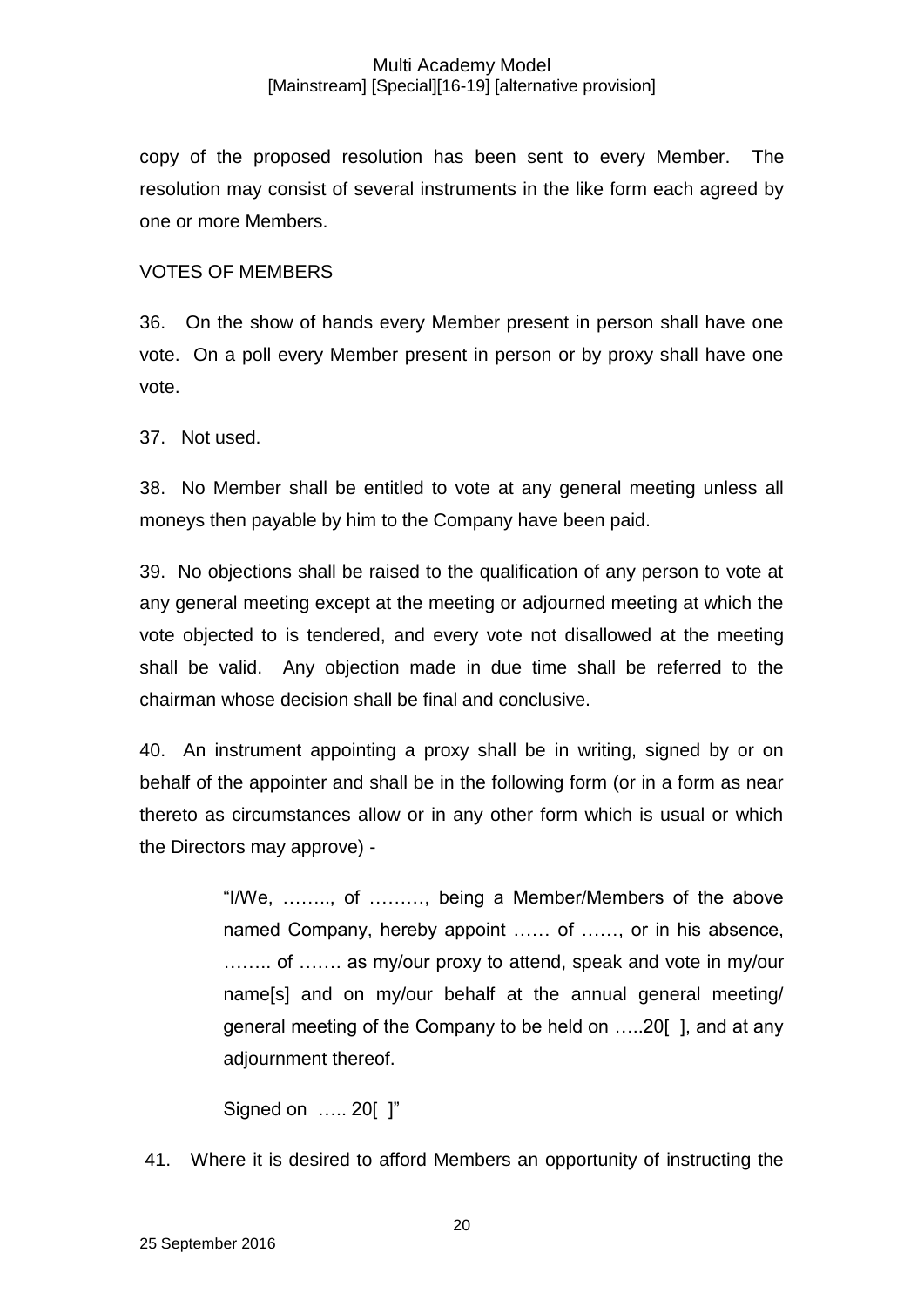copy of the proposed resolution has been sent to every Member. The resolution may consist of several instruments in the like form each agreed by one or more Members.

VOTES OF MEMBERS

36. On the show of hands every Member present in person shall have one vote. On a poll every Member present in person or by proxy shall have one vote.

37. Not used.

38. No Member shall be entitled to vote at any general meeting unless all moneys then payable by him to the Company have been paid.

39. No objections shall be raised to the qualification of any person to vote at any general meeting except at the meeting or adjourned meeting at which the vote objected to is tendered, and every vote not disallowed at the meeting shall be valid. Any objection made in due time shall be referred to the chairman whose decision shall be final and conclusive.

40. An instrument appointing a proxy shall be in writing, signed by or on behalf of the appointer and shall be in the following form (or in a form as near thereto as circumstances allow or in any other form which is usual or which the Directors may approve) -

> "I/We, …….., of ………, being a Member/Members of the above named Company, hereby appoint …… of ……, or in his absence, …….. of ……. as my/our proxy to attend, speak and vote in my/our name[s] and on my/our behalf at the annual general meeting/ general meeting of the Company to be held on …..20[ ], and at any adjournment thereof.
>
> Signed on ….. 20[ ]"

41. Where it is desired to afford Members an opportunity of instructing the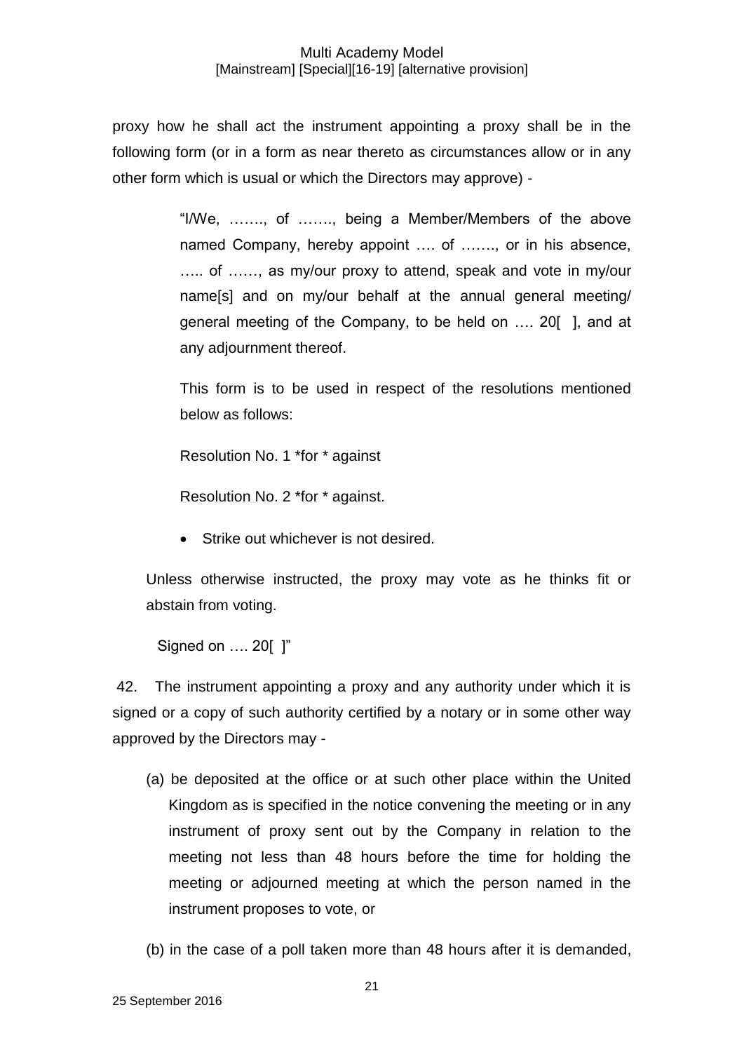proxy how he shall act the instrument appointing a proxy shall be in the following form (or in a form as near thereto as circumstances allow or in any other form which is usual or which the Directors may approve) -

> "I/We, ……., of ……., being a Member/Members of the above named Company, hereby appoint …. of ……., or in his absence, ….. of ……, as my/our proxy to attend, speak and vote in my/our name[s] and on my/our behalf at the annual general meeting/ general meeting of the Company, to be held on …. 20[ ], and at any adjournment thereof.
>
> This form is to be used in respect of the resolutions mentioned below as follows:
>
> Resolution No. 1 *for * against
>
> Resolution No. 2 *for * against.
>
> - Strike out whichever is not desired.
>
> Unless otherwise instructed, the proxy may vote as he thinks fit or abstain from voting.
>
> Signed on …. 20[ ]"

42. The instrument appointing a proxy and any authority under which it is signed or a copy of such authority certified by a notary or in some other way approved by the Directors may -

(a) be deposited at the office or at such other place within the United Kingdom as is specified in the notice convening the meeting or in any instrument of proxy sent out by the Company in relation to the meeting not less than 48 hours before the time for holding the meeting or adjourned meeting at which the person named in the instrument proposes to vote, or

(b) in the case of a poll taken more than 48 hours after it is demanded,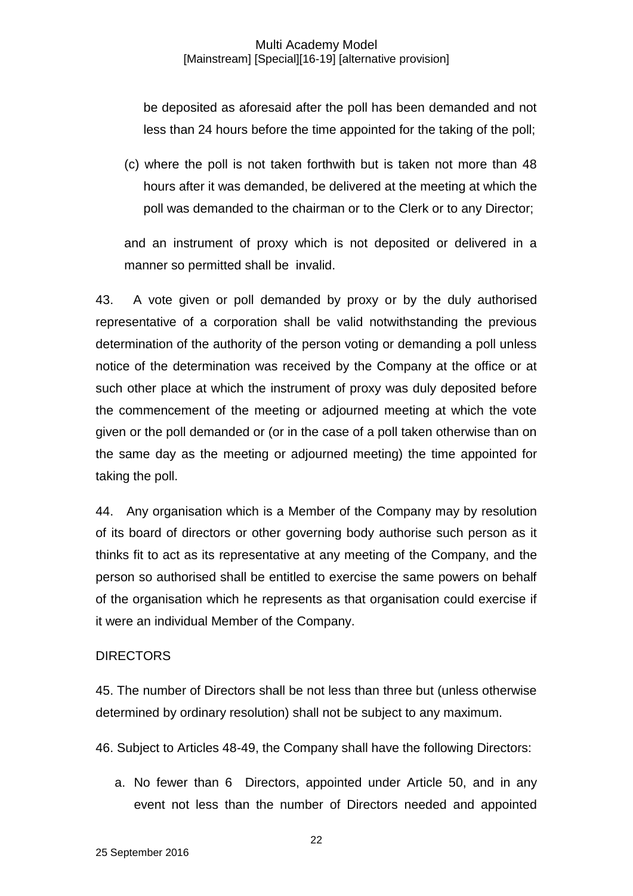be deposited as aforesaid after the poll has been demanded and not less than 24 hours before the time appointed for the taking of the poll;

(c) where the poll is not taken forthwith but is taken not more than 48 hours after it was demanded, be delivered at the meeting at which the poll was demanded to the chairman or to the Clerk or to any Director;

and an instrument of proxy which is not deposited or delivered in a manner so permitted shall be invalid.

43. A vote given or poll demanded by proxy or by the duly authorised representative of a corporation shall be valid notwithstanding the previous determination of the authority of the person voting or demanding a poll unless notice of the determination was received by the Company at the office or at such other place at which the instrument of proxy was duly deposited before the commencement of the meeting or adjourned meeting at which the vote given or the poll demanded or (in the case of a poll taken otherwise than on the same day as the meeting or adjourned meeting) the time appointed for taking the poll.

44. Any organisation which is a Member of the Company may by resolution of its board of directors or other governing body authorise such person as it thinks fit to act as its representative at any meeting of the Company, and the person so authorised shall be entitled to exercise the same powers on behalf of the organisation which he represents as that organisation could exercise if it were an individual Member of the Company.

## DIRECTORS

45. The number of Directors shall be not less than three but (unless otherwise determined by ordinary resolution) shall not be subject to any maximum.

46. Subject to Articles 48-49, the Company shall have the following Directors:

a. No fewer than 6 Directors, appointed under Article 50, and in any event not less than the number of Directors needed and appointed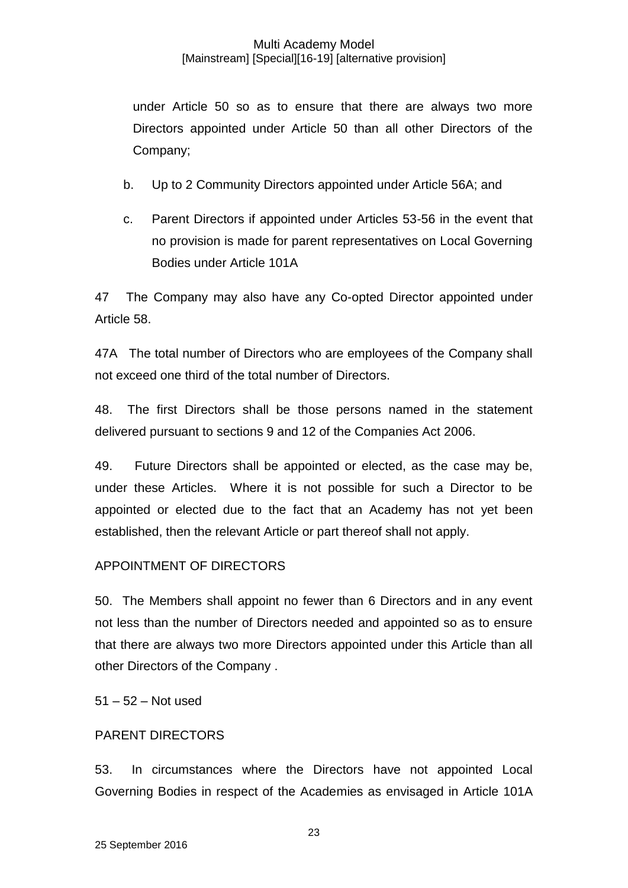under Article 50 so as to ensure that there are always two more Directors appointed under Article 50 than all other Directors of the Company;

b. Up to 2 Community Directors appointed under Article 56A; and

c. Parent Directors if appointed under Articles 53-56 in the event that no provision is made for parent representatives on Local Governing Bodies under Article 101A

47 The Company may also have any Co-opted Director appointed under Article 58.

47A The total number of Directors who are employees of the Company shall not exceed one third of the total number of Directors.

48. The first Directors shall be those persons named in the statement delivered pursuant to sections 9 and 12 of the Companies Act 2006.

49. Future Directors shall be appointed or elected, as the case may be, under these Articles. Where it is not possible for such a Director to be appointed or elected due to the fact that an Academy has not yet been established, then the relevant Article or part thereof shall not apply.

APPOINTMENT OF DIRECTORS

50. The Members shall appoint no fewer than 6 Directors and in any event not less than the number of Directors needed and appointed so as to ensure that there are always two more Directors appointed under this Article than all other Directors of the Company .

51 – 52 – Not used

PARENT DIRECTORS

53. In circumstances where the Directors have not appointed Local Governing Bodies in respect of the Academies as envisaged in Article 101A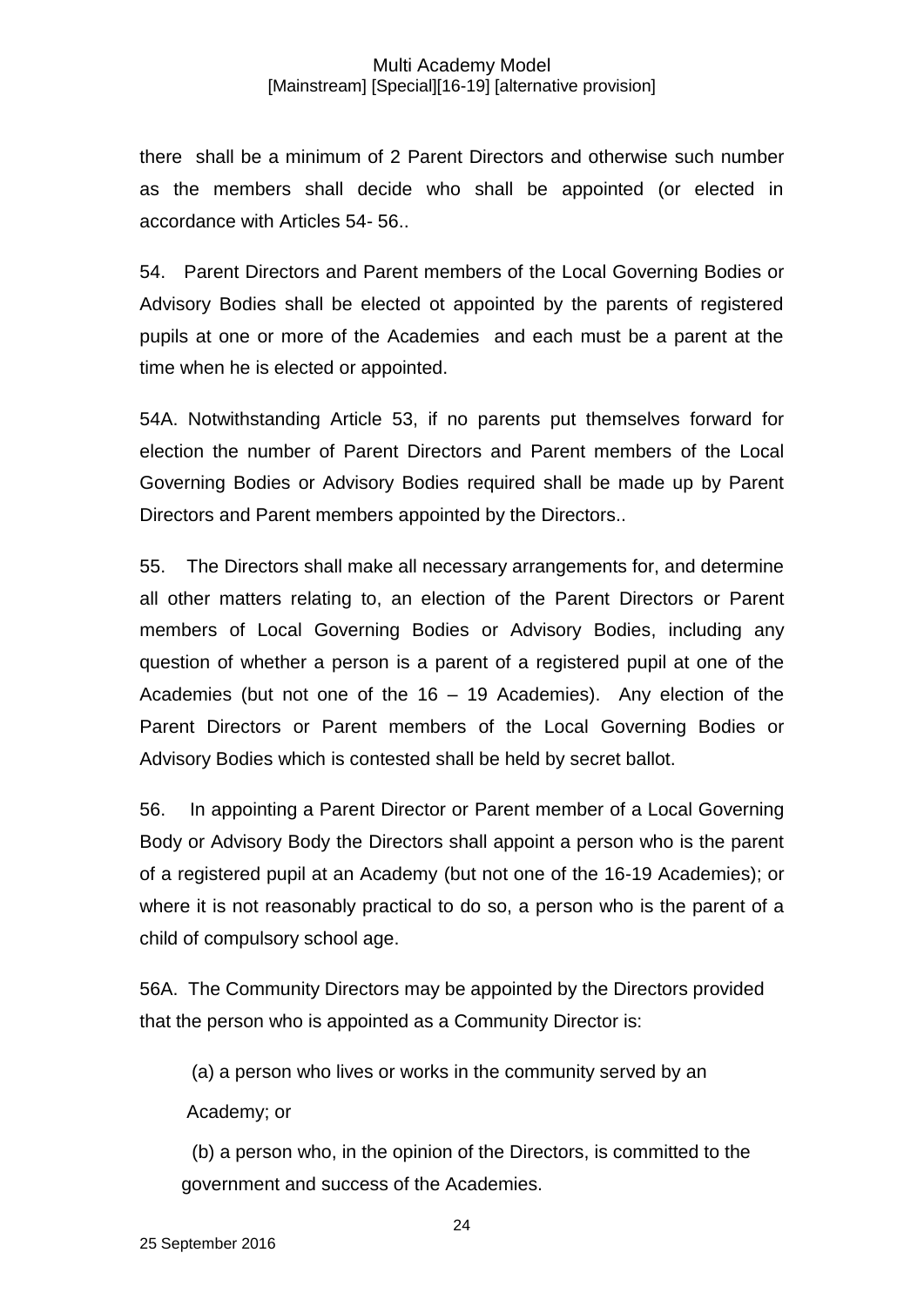there shall be a minimum of 2 Parent Directors and otherwise such number as the members shall decide who shall be appointed (or elected in accordance with Articles 54- 56..

54. Parent Directors and Parent members of the Local Governing Bodies or Advisory Bodies shall be elected ot appointed by the parents of registered pupils at one or more of the Academies and each must be a parent at the time when he is elected or appointed.

54A. Notwithstanding Article 53, if no parents put themselves forward for election the number of Parent Directors and Parent members of the Local Governing Bodies or Advisory Bodies required shall be made up by Parent Directors and Parent members appointed by the Directors..

55. The Directors shall make all necessary arrangements for, and determine all other matters relating to, an election of the Parent Directors or Parent members of Local Governing Bodies or Advisory Bodies, including any question of whether a person is a parent of a registered pupil at one of the Academies (but not one of the 16 – 19 Academies). Any election of the Parent Directors or Parent members of the Local Governing Bodies or Advisory Bodies which is contested shall be held by secret ballot.

56. In appointing a Parent Director or Parent member of a Local Governing Body or Advisory Body the Directors shall appoint a person who is the parent of a registered pupil at an Academy (but not one of the 16-19 Academies); or where it is not reasonably practical to do so, a person who is the parent of a child of compulsory school age.

56A. The Community Directors may be appointed by the Directors provided that the person who is appointed as a Community Director is:

(a) a person who lives or works in the community served by an Academy; or

(b) a person who, in the opinion of the Directors, is committed to the government and success of the Academies.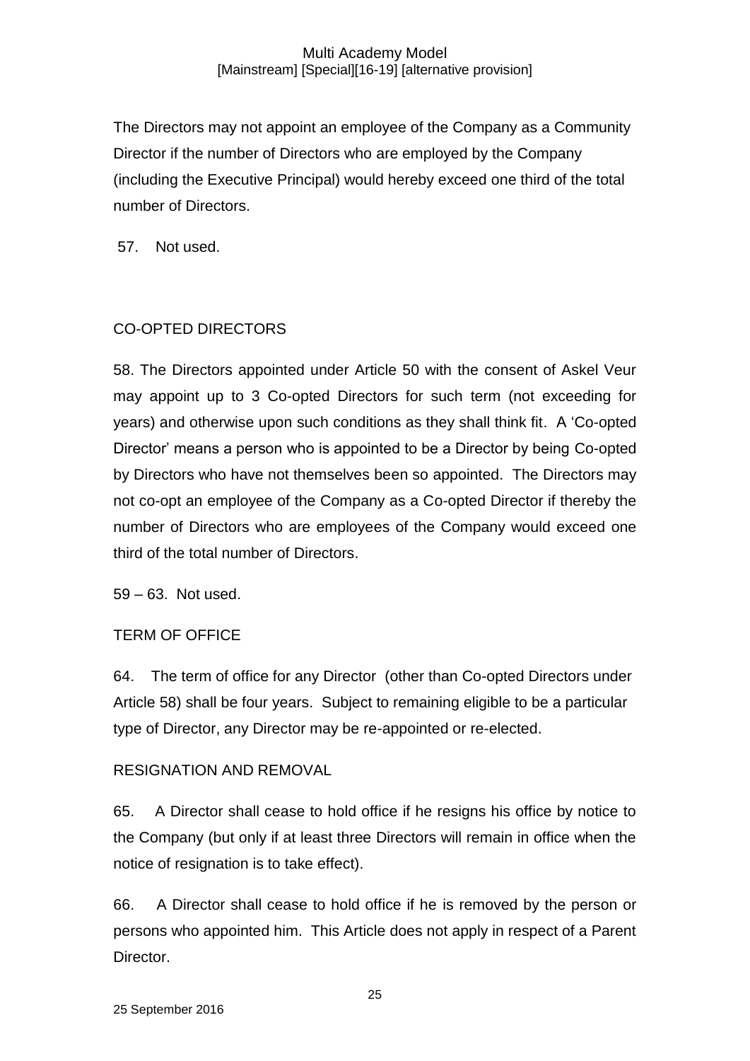The Directors may not appoint an employee of the Company as a Community Director if the number of Directors who are employed by the Company (including the Executive Principal) would hereby exceed one third of the total number of Directors.

57. Not used.

## CO-OPTED DIRECTORS

58. The Directors appointed under Article 50 with the consent of Askel Veur may appoint up to 3 Co-opted Directors for such term (not exceeding for years) and otherwise upon such conditions as they shall think fit. A 'Co-opted Director' means a person who is appointed to be a Director by being Co-opted by Directors who have not themselves been so appointed. The Directors may not co-opt an employee of the Company as a Co-opted Director if thereby the number of Directors who are employees of the Company would exceed one third of the total number of Directors.

59 – 63. Not used.

## TERM OF OFFICE

64. The term of office for any Director (other than Co-opted Directors under Article 58) shall be four years. Subject to remaining eligible to be a particular type of Director, any Director may be re-appointed or re-elected.

## RESIGNATION AND REMOVAL

65. A Director shall cease to hold office if he resigns his office by notice to the Company (but only if at least three Directors will remain in office when the notice of resignation is to take effect).

66. A Director shall cease to hold office if he is removed by the person or persons who appointed him. This Article does not apply in respect of a Parent Director.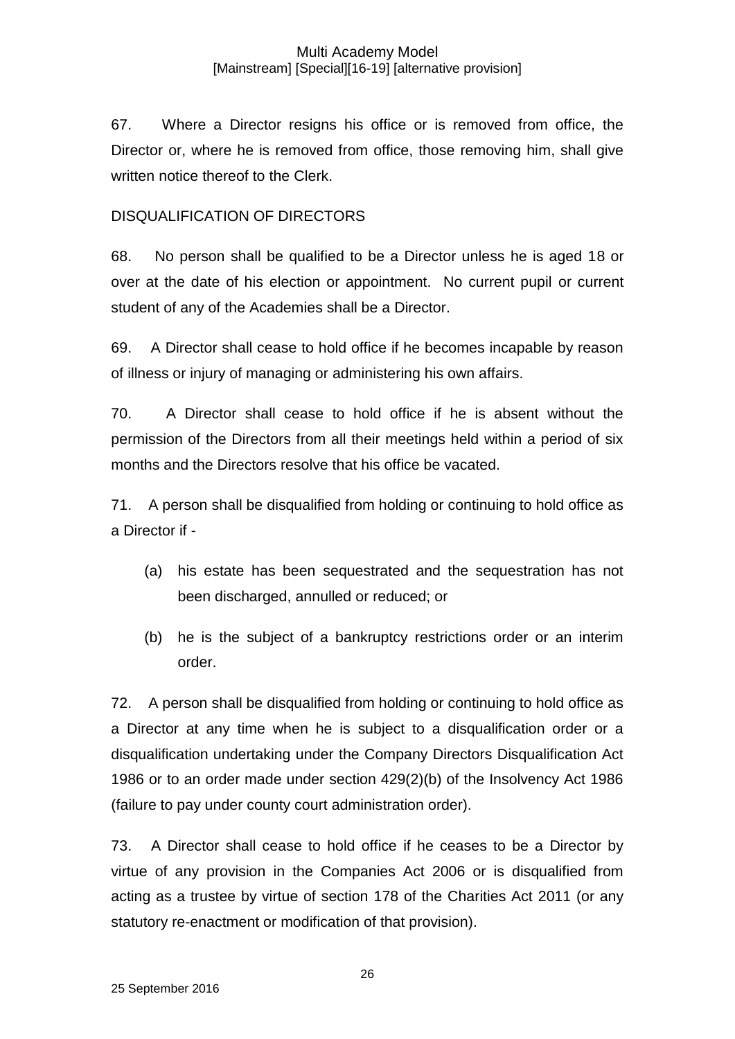67. Where a Director resigns his office or is removed from office, the Director or, where he is removed from office, those removing him, shall give written notice thereof to the Clerk.

## DISQUALIFICATION OF DIRECTORS

68. No person shall be qualified to be a Director unless he is aged 18 or over at the date of his election or appointment. No current pupil or current student of any of the Academies shall be a Director.

69. A Director shall cease to hold office if he becomes incapable by reason of illness or injury of managing or administering his own affairs.

70. A Director shall cease to hold office if he is absent without the permission of the Directors from all their meetings held within a period of six months and the Directors resolve that his office be vacated.

71. A person shall be disqualified from holding or continuing to hold office as a Director if -

(a) his estate has been sequestrated and the sequestration has not been discharged, annulled or reduced; or

(b) he is the subject of a bankruptcy restrictions order or an interim order.

72. A person shall be disqualified from holding or continuing to hold office as a Director at any time when he is subject to a disqualification order or a disqualification undertaking under the Company Directors Disqualification Act 1986 or to an order made under section 429(2)(b) of the Insolvency Act 1986 (failure to pay under county court administration order).

73. A Director shall cease to hold office if he ceases to be a Director by virtue of any provision in the Companies Act 2006 or is disqualified from acting as a trustee by virtue of section 178 of the Charities Act 2011 (or any statutory re-enactment or modification of that provision).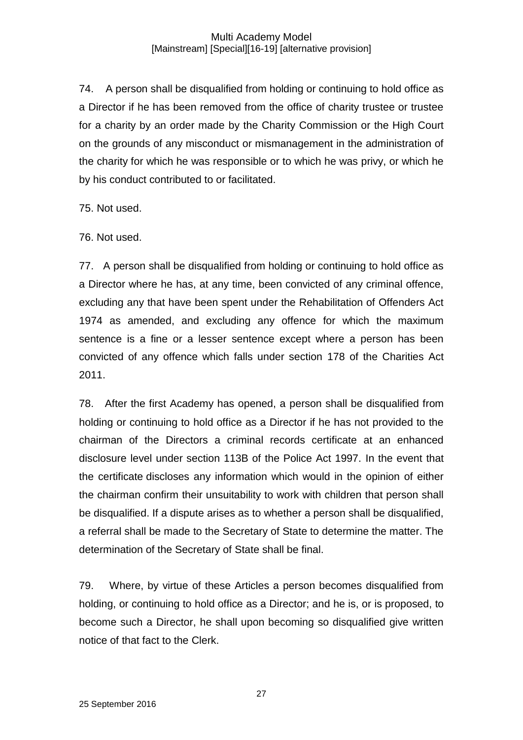74. A person shall be disqualified from holding or continuing to hold office as a Director if he has been removed from the office of charity trustee or trustee for a charity by an order made by the Charity Commission or the High Court on the grounds of any misconduct or mismanagement in the administration of the charity for which he was responsible or to which he was privy, or which he by his conduct contributed to or facilitated.

75. Not used.

76. Not used.

77. A person shall be disqualified from holding or continuing to hold office as a Director where he has, at any time, been convicted of any criminal offence, excluding any that have been spent under the Rehabilitation of Offenders Act 1974 as amended, and excluding any offence for which the maximum sentence is a fine or a lesser sentence except where a person has been convicted of any offence which falls under section 178 of the Charities Act 2011.

78. After the first Academy has opened, a person shall be disqualified from holding or continuing to hold office as a Director if he has not provided to the chairman of the Directors a criminal records certificate at an enhanced disclosure level under section 113B of the Police Act 1997. In the event that the certificate discloses any information which would in the opinion of either the chairman confirm their unsuitability to work with children that person shall be disqualified. If a dispute arises as to whether a person shall be disqualified, a referral shall be made to the Secretary of State to determine the matter. The determination of the Secretary of State shall be final.

79. Where, by virtue of these Articles a person becomes disqualified from holding, or continuing to hold office as a Director; and he is, or is proposed, to become such a Director, he shall upon becoming so disqualified give written notice of that fact to the Clerk.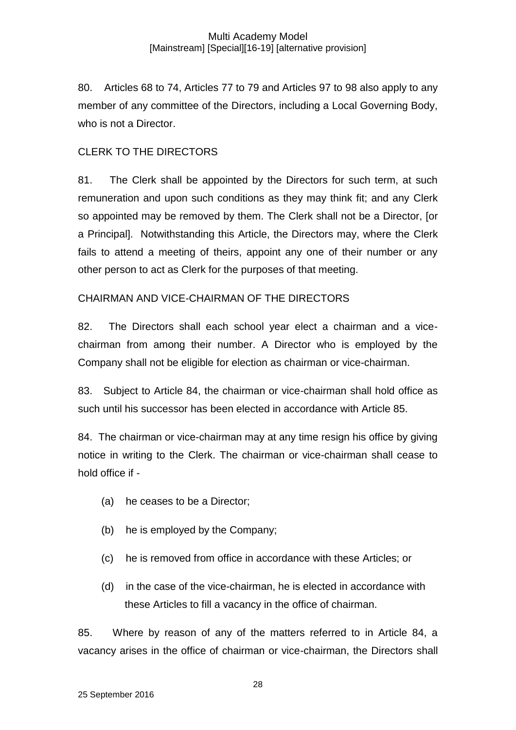80. Articles 68 to 74, Articles 77 to 79 and Articles 97 to 98 also apply to any member of any committee of the Directors, including a Local Governing Body, who is not a Director.

## CLERK TO THE DIRECTORS

81. The Clerk shall be appointed by the Directors for such term, at such remuneration and upon such conditions as they may think fit; and any Clerk so appointed may be removed by them. The Clerk shall not be a Director, [or a Principal]. Notwithstanding this Article, the Directors may, where the Clerk fails to attend a meeting of theirs, appoint any one of their number or any other person to act as Clerk for the purposes of that meeting.

## CHAIRMAN AND VICE-CHAIRMAN OF THE DIRECTORS

82. The Directors shall each school year elect a chairman and a vice-chairman from among their number. A Director who is employed by the Company shall not be eligible for election as chairman or vice-chairman.

83. Subject to Article 84, the chairman or vice-chairman shall hold office as such until his successor has been elected in accordance with Article 85.

84. The chairman or vice-chairman may at any time resign his office by giving notice in writing to the Clerk. The chairman or vice-chairman shall cease to hold office if -

(a) he ceases to be a Director;

(b) he is employed by the Company;

(c) he is removed from office in accordance with these Articles; or

(d) in the case of the vice-chairman, he is elected in accordance with these Articles to fill a vacancy in the office of chairman.

85. Where by reason of any of the matters referred to in Article 84, a vacancy arises in the office of chairman or vice-chairman, the Directors shall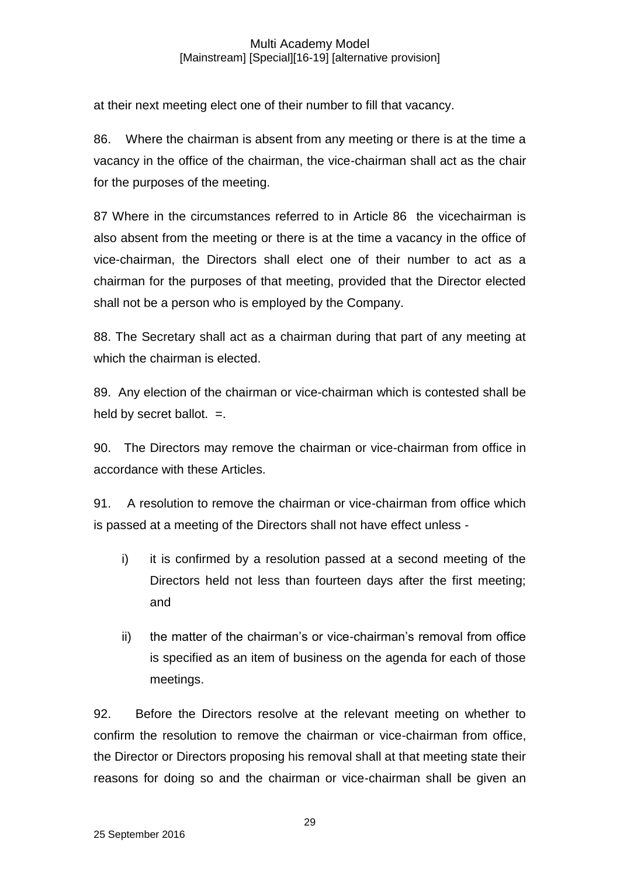at their next meeting elect one of their number to fill that vacancy.

86. Where the chairman is absent from any meeting or there is at the time a vacancy in the office of the chairman, the vice-chairman shall act as the chair for the purposes of the meeting.

87 Where in the circumstances referred to in Article 86 the vicechairman is also absent from the meeting or there is at the time a vacancy in the office of vice-chairman, the Directors shall elect one of their number to act as a chairman for the purposes of that meeting, provided that the Director elected shall not be a person who is employed by the Company.

88. The Secretary shall act as a chairman during that part of any meeting at which the chairman is elected.

89. Any election of the chairman or vice-chairman which is contested shall be held by secret ballot. =.

90. The Directors may remove the chairman or vice-chairman from office in accordance with these Articles.

91. A resolution to remove the chairman or vice-chairman from office which is passed at a meeting of the Directors shall not have effect unless -

i) it is confirmed by a resolution passed at a second meeting of the Directors held not less than fourteen days after the first meeting; and

ii) the matter of the chairman's or vice-chairman's removal from office is specified as an item of business on the agenda for each of those meetings.

92. Before the Directors resolve at the relevant meeting on whether to confirm the resolution to remove the chairman or vice-chairman from office, the Director or Directors proposing his removal shall at that meeting state their reasons for doing so and the chairman or vice-chairman shall be given an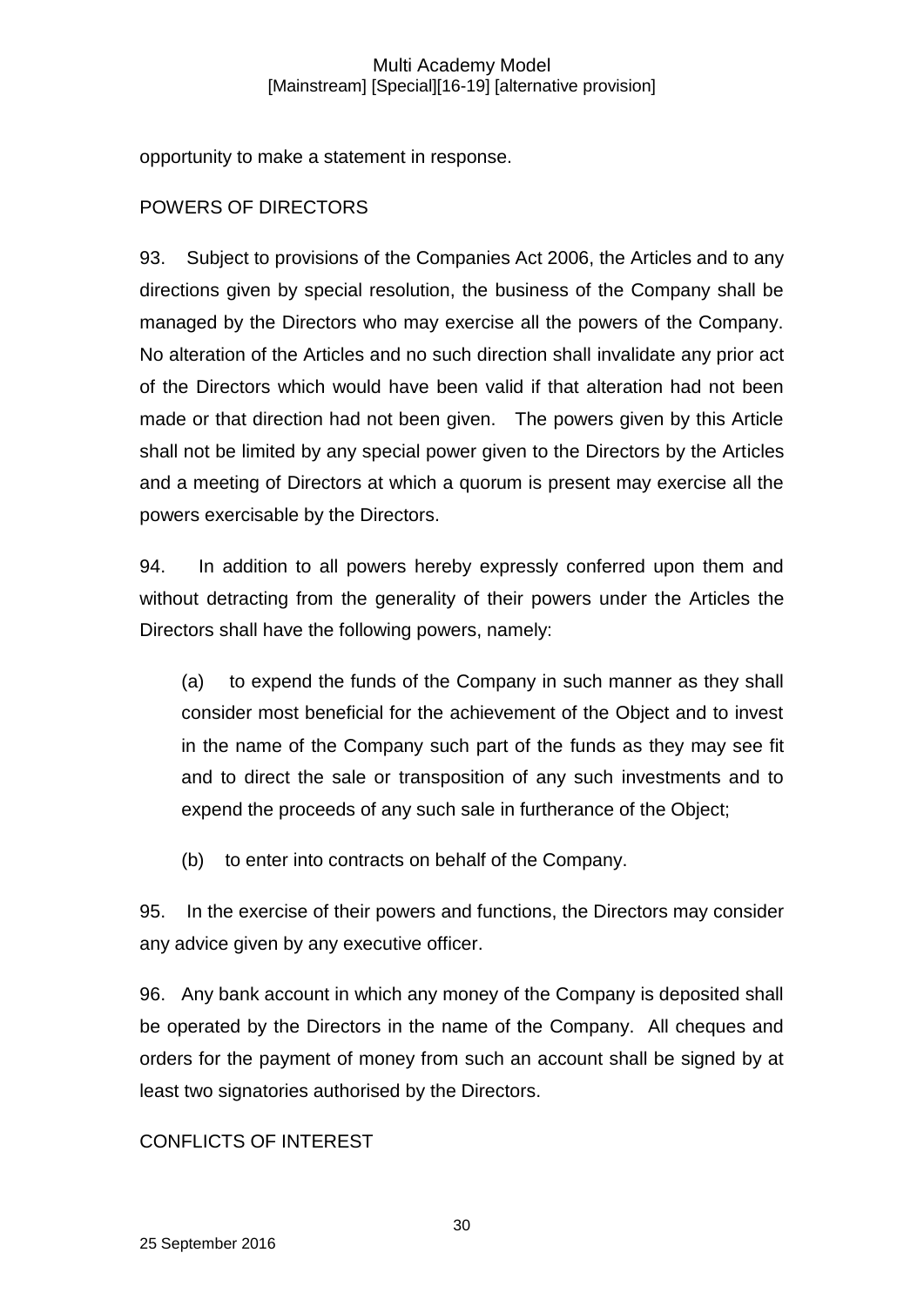opportunity to make a statement in response.

## POWERS OF DIRECTORS

93. Subject to provisions of the Companies Act 2006, the Articles and to any directions given by special resolution, the business of the Company shall be managed by the Directors who may exercise all the powers of the Company. No alteration of the Articles and no such direction shall invalidate any prior act of the Directors which would have been valid if that alteration had not been made or that direction had not been given. The powers given by this Article shall not be limited by any special power given to the Directors by the Articles and a meeting of Directors at which a quorum is present may exercise all the powers exercisable by the Directors.

94. In addition to all powers hereby expressly conferred upon them and without detracting from the generality of their powers under the Articles the Directors shall have the following powers, namely:

(a) to expend the funds of the Company in such manner as they shall consider most beneficial for the achievement of the Object and to invest in the name of the Company such part of the funds as they may see fit and to direct the sale or transposition of any such investments and to expend the proceeds of any such sale in furtherance of the Object;

(b) to enter into contracts on behalf of the Company.

95. In the exercise of their powers and functions, the Directors may consider any advice given by any executive officer.

96. Any bank account in which any money of the Company is deposited shall be operated by the Directors in the name of the Company. All cheques and orders for the payment of money from such an account shall be signed by at least two signatories authorised by the Directors.

## CONFLICTS OF INTEREST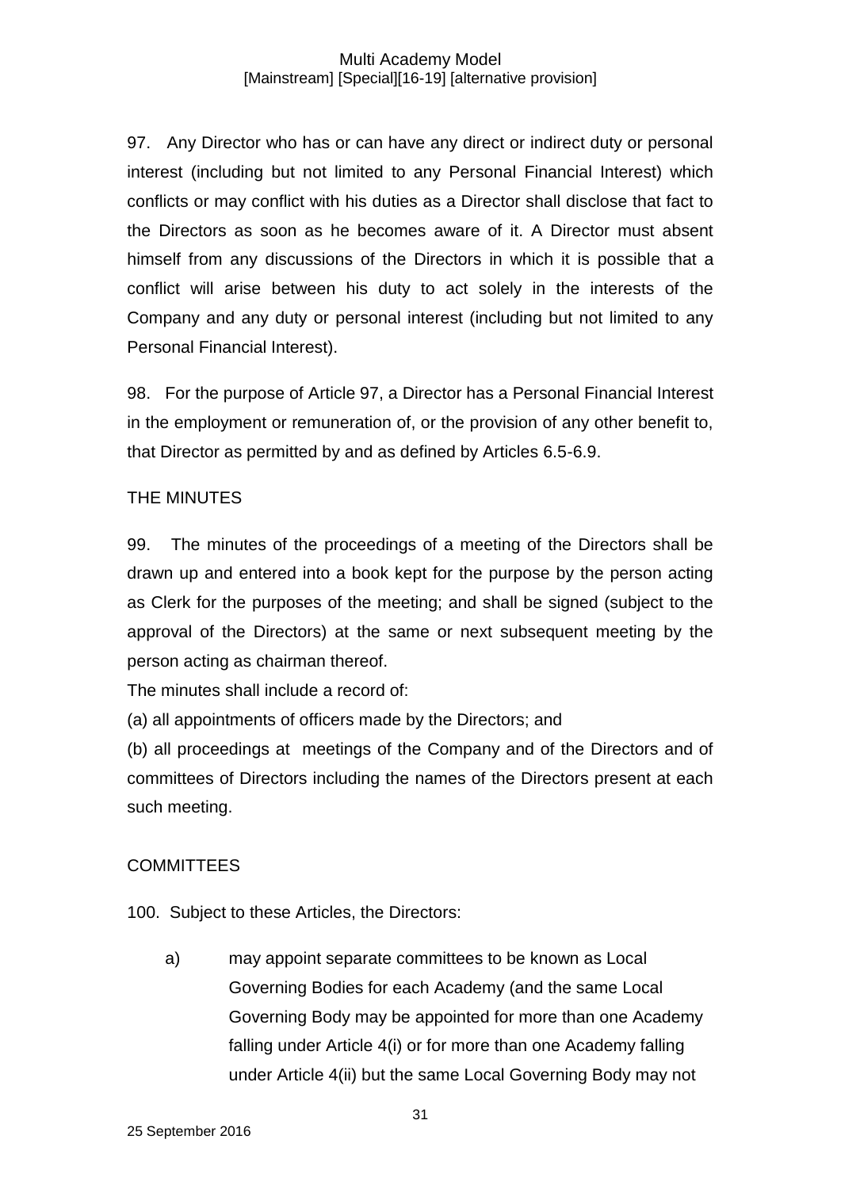97. Any Director who has or can have any direct or indirect duty or personal interest (including but not limited to any Personal Financial Interest) which conflicts or may conflict with his duties as a Director shall disclose that fact to the Directors as soon as he becomes aware of it. A Director must absent himself from any discussions of the Directors in which it is possible that a conflict will arise between his duty to act solely in the interests of the Company and any duty or personal interest (including but not limited to any Personal Financial Interest).

98. For the purpose of Article 97, a Director has a Personal Financial Interest in the employment or remuneration of, or the provision of any other benefit to, that Director as permitted by and as defined by Articles 6.5-6.9.

## THE MINUTES

99. The minutes of the proceedings of a meeting of the Directors shall be drawn up and entered into a book kept for the purpose by the person acting as Clerk for the purposes of the meeting; and shall be signed (subject to the approval of the Directors) at the same or next subsequent meeting by the person acting as chairman thereof.

The minutes shall include a record of:

(a) all appointments of officers made by the Directors; and

(b) all proceedings at meetings of the Company and of the Directors and of committees of Directors including the names of the Directors present at each such meeting.

## COMMITTEES

100. Subject to these Articles, the Directors:

a) may appoint separate committees to be known as Local Governing Bodies for each Academy (and the same Local Governing Body may be appointed for more than one Academy falling under Article 4(i) or for more than one Academy falling under Article 4(ii) but the same Local Governing Body may not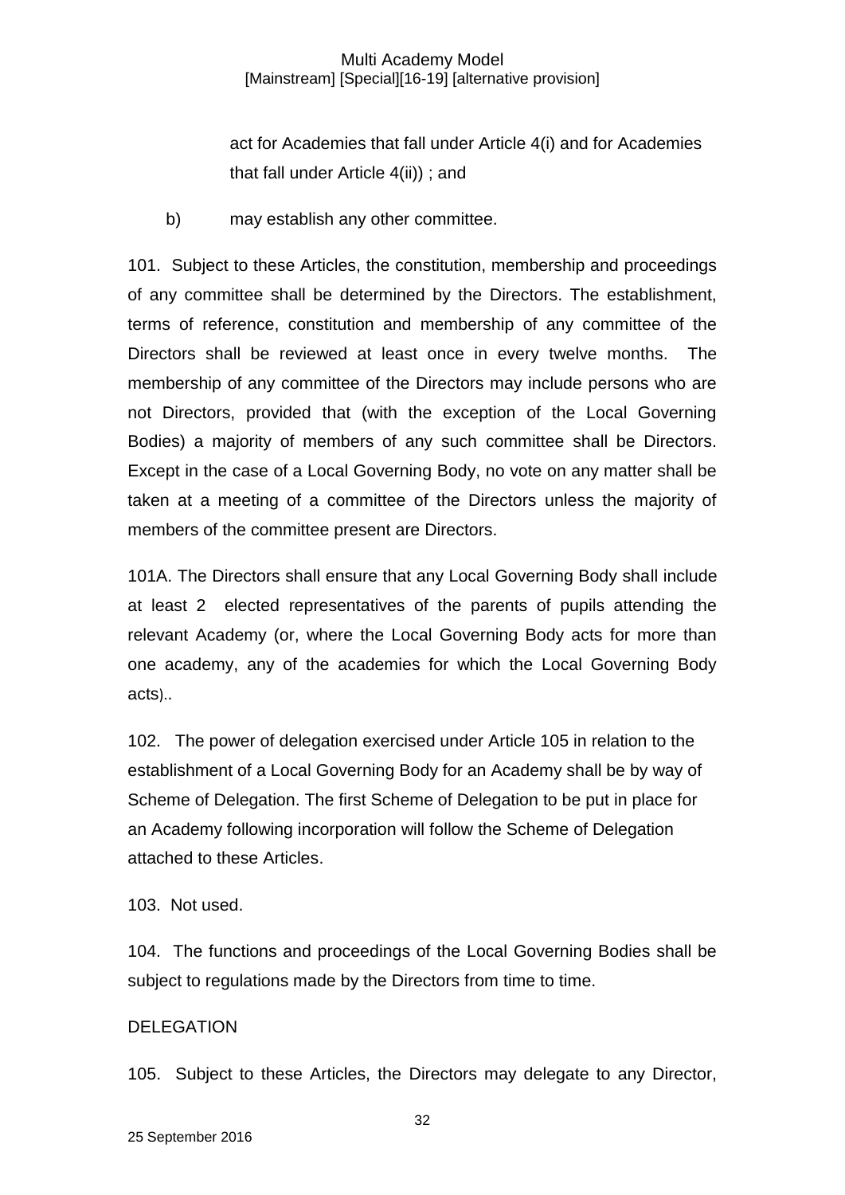act for Academies that fall under Article 4(i) and for Academies that fall under Article 4(ii)) ; and

b) may establish any other committee.

101. Subject to these Articles, the constitution, membership and proceedings of any committee shall be determined by the Directors. The establishment, terms of reference, constitution and membership of any committee of the Directors shall be reviewed at least once in every twelve months. The membership of any committee of the Directors may include persons who are not Directors, provided that (with the exception of the Local Governing Bodies) a majority of members of any such committee shall be Directors. Except in the case of a Local Governing Body, no vote on any matter shall be taken at a meeting of a committee of the Directors unless the majority of members of the committee present are Directors.

101A. The Directors shall ensure that any Local Governing Body shall include at least 2 elected representatives of the parents of pupils attending the relevant Academy (or, where the Local Governing Body acts for more than one academy, any of the academies for which the Local Governing Body acts)..

102. The power of delegation exercised under Article 105 in relation to the establishment of a Local Governing Body for an Academy shall be by way of Scheme of Delegation. The first Scheme of Delegation to be put in place for an Academy following incorporation will follow the Scheme of Delegation attached to these Articles.

103. Not used.

104. The functions and proceedings of the Local Governing Bodies shall be subject to regulations made by the Directors from time to time.

DELEGATION

105. Subject to these Articles, the Directors may delegate to any Director,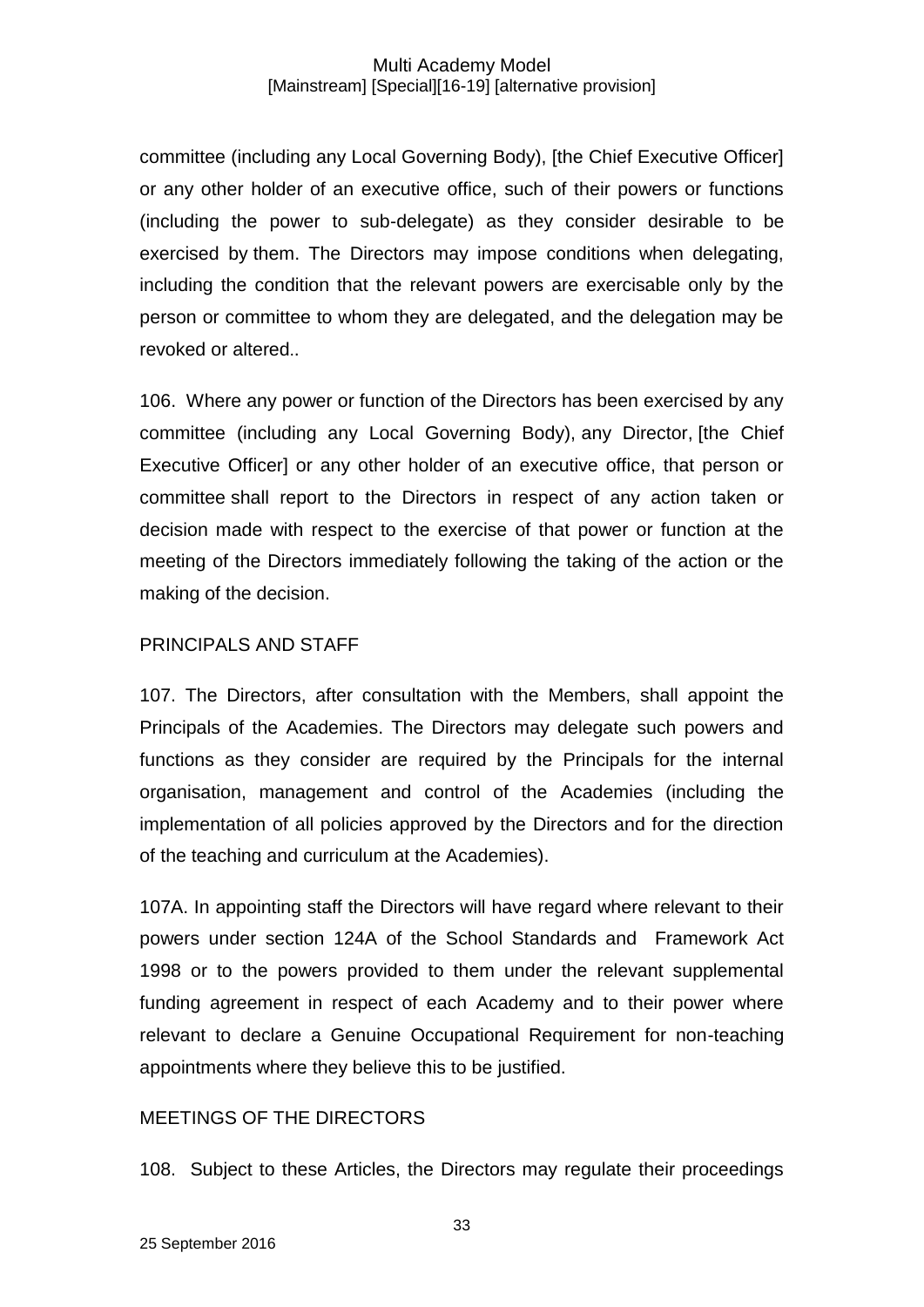committee (including any Local Governing Body), [the Chief Executive Officer] or any other holder of an executive office, such of their powers or functions (including the power to sub-delegate) as they consider desirable to be exercised by them. The Directors may impose conditions when delegating, including the condition that the relevant powers are exercisable only by the person or committee to whom they are delegated, and the delegation may be revoked or altered..

106. Where any power or function of the Directors has been exercised by any committee (including any Local Governing Body), any Director, [the Chief Executive Officer] or any other holder of an executive office, that person or committee shall report to the Directors in respect of any action taken or decision made with respect to the exercise of that power or function at the meeting of the Directors immediately following the taking of the action or the making of the decision.

## PRINCIPALS AND STAFF

107. The Directors, after consultation with the Members, shall appoint the Principals of the Academies. The Directors may delegate such powers and functions as they consider are required by the Principals for the internal organisation, management and control of the Academies (including the implementation of all policies approved by the Directors and for the direction of the teaching and curriculum at the Academies).

107A. In appointing staff the Directors will have regard where relevant to their powers under section 124A of the School Standards and Framework Act 1998 or to the powers provided to them under the relevant supplemental funding agreement in respect of each Academy and to their power where relevant to declare a Genuine Occupational Requirement for non-teaching appointments where they believe this to be justified.

## MEETINGS OF THE DIRECTORS

108. Subject to these Articles, the Directors may regulate their proceedings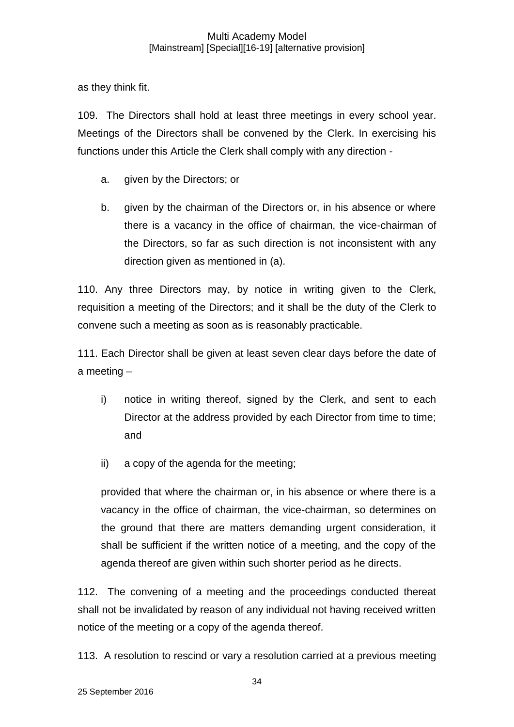as they think fit.

109. The Directors shall hold at least three meetings in every school year. Meetings of the Directors shall be convened by the Clerk. In exercising his functions under this Article the Clerk shall comply with any direction -

a. given by the Directors; or

b. given by the chairman of the Directors or, in his absence or where there is a vacancy in the office of chairman, the vice-chairman of the Directors, so far as such direction is not inconsistent with any direction given as mentioned in (a).

110. Any three Directors may, by notice in writing given to the Clerk, requisition a meeting of the Directors; and it shall be the duty of the Clerk to convene such a meeting as soon as is reasonably practicable.

111. Each Director shall be given at least seven clear days before the date of a meeting –

i) notice in writing thereof, signed by the Clerk, and sent to each Director at the address provided by each Director from time to time; and

ii) a copy of the agenda for the meeting;

provided that where the chairman or, in his absence or where there is a vacancy in the office of chairman, the vice-chairman, so determines on the ground that there are matters demanding urgent consideration, it shall be sufficient if the written notice of a meeting, and the copy of the agenda thereof are given within such shorter period as he directs.

112. The convening of a meeting and the proceedings conducted thereat shall not be invalidated by reason of any individual not having received written notice of the meeting or a copy of the agenda thereof.

113. A resolution to rescind or vary a resolution carried at a previous meeting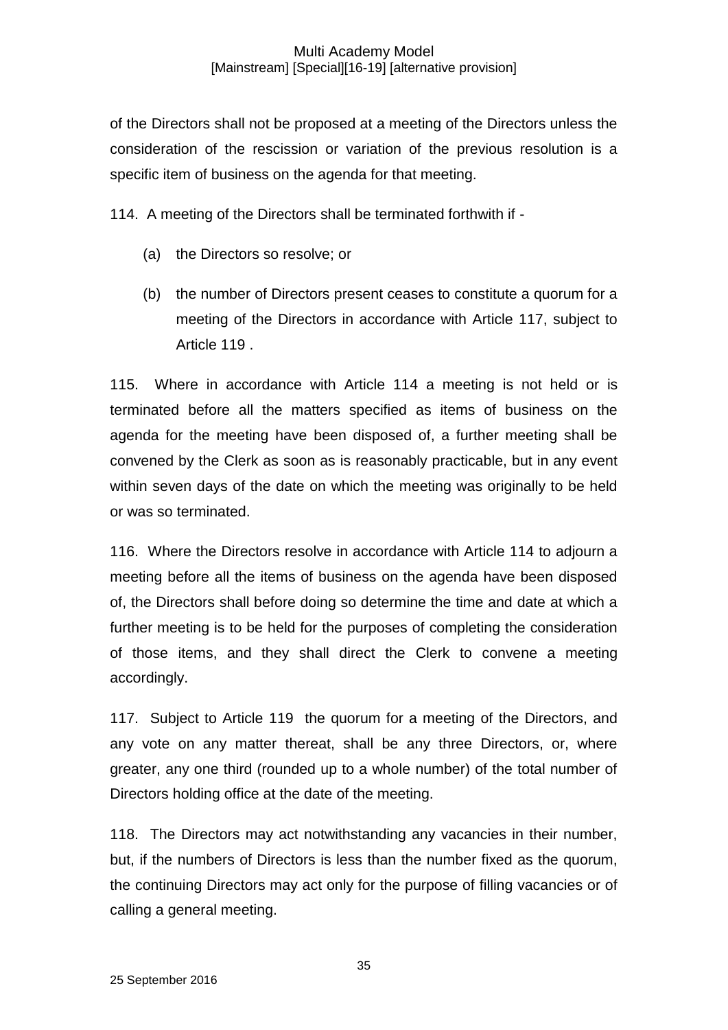of the Directors shall not be proposed at a meeting of the Directors unless the consideration of the rescission or variation of the previous resolution is a specific item of business on the agenda for that meeting.

114. A meeting of the Directors shall be terminated forthwith if -

(a) the Directors so resolve; or

(b) the number of Directors present ceases to constitute a quorum for a meeting of the Directors in accordance with Article 117, subject to Article 119 .

115. Where in accordance with Article 114 a meeting is not held or is terminated before all the matters specified as items of business on the agenda for the meeting have been disposed of, a further meeting shall be convened by the Clerk as soon as is reasonably practicable, but in any event within seven days of the date on which the meeting was originally to be held or was so terminated.

116. Where the Directors resolve in accordance with Article 114 to adjourn a meeting before all the items of business on the agenda have been disposed of, the Directors shall before doing so determine the time and date at which a further meeting is to be held for the purposes of completing the consideration of those items, and they shall direct the Clerk to convene a meeting accordingly.

117. Subject to Article 119 the quorum for a meeting of the Directors, and any vote on any matter thereat, shall be any three Directors, or, where greater, any one third (rounded up to a whole number) of the total number of Directors holding office at the date of the meeting.

118. The Directors may act notwithstanding any vacancies in their number, but, if the numbers of Directors is less than the number fixed as the quorum, the continuing Directors may act only for the purpose of filling vacancies or of calling a general meeting.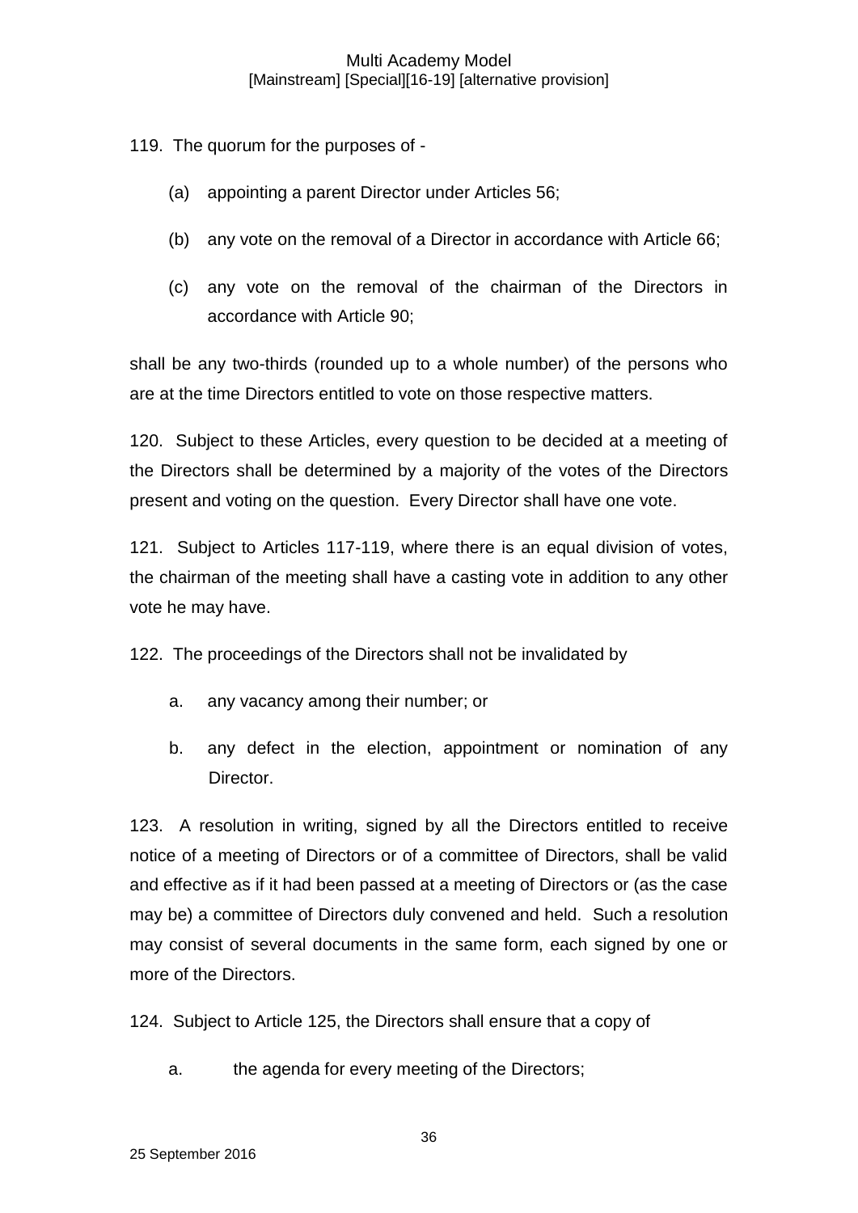119. The quorum for the purposes of -

   (a) appointing a parent Director under Articles 56;

   (b) any vote on the removal of a Director in accordance with Article 66;

   (c) any vote on the removal of the chairman of the Directors in accordance with Article 90;

shall be any two-thirds (rounded up to a whole number) of the persons who are at the time Directors entitled to vote on those respective matters.

120. Subject to these Articles, every question to be decided at a meeting of the Directors shall be determined by a majority of the votes of the Directors present and voting on the question. Every Director shall have one vote.

121. Subject to Articles 117-119, where there is an equal division of votes, the chairman of the meeting shall have a casting vote in addition to any other vote he may have.

122. The proceedings of the Directors shall not be invalidated by

   a. any vacancy among their number; or

   b. any defect in the election, appointment or nomination of any Director.

123. A resolution in writing, signed by all the Directors entitled to receive notice of a meeting of Directors or of a committee of Directors, shall be valid and effective as if it had been passed at a meeting of Directors or (as the case may be) a committee of Directors duly convened and held. Such a resolution may consist of several documents in the same form, each signed by one or more of the Directors.

124. Subject to Article 125, the Directors shall ensure that a copy of

   a. the agenda for every meeting of the Directors;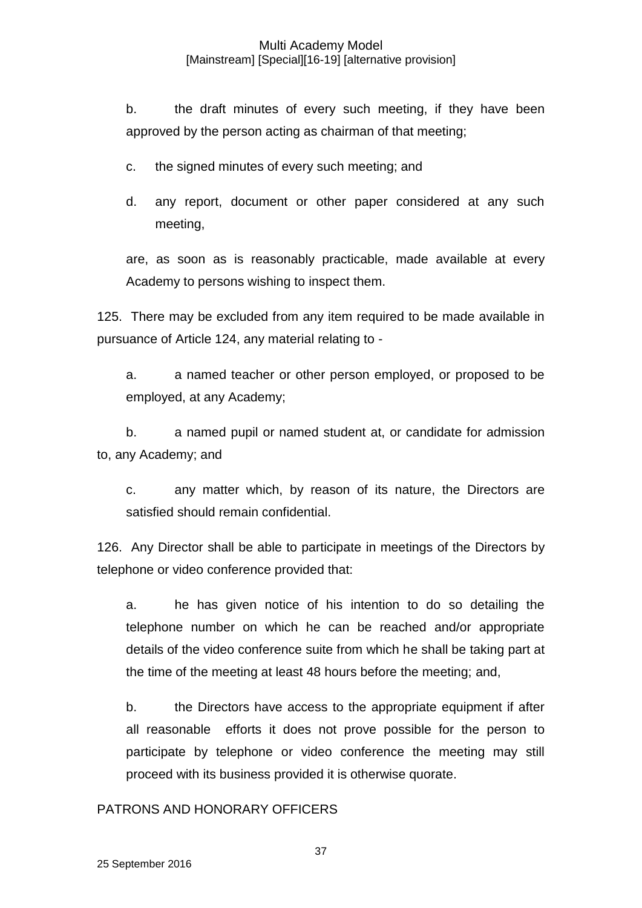b. the draft minutes of every such meeting, if they have been approved by the person acting as chairman of that meeting;

c. the signed minutes of every such meeting; and

d. any report, document or other paper considered at any such meeting,

are, as soon as is reasonably practicable, made available at every Academy to persons wishing to inspect them.

125. There may be excluded from any item required to be made available in pursuance of Article 124, any material relating to -

a. a named teacher or other person employed, or proposed to be employed, at any Academy;

b. a named pupil or named student at, or candidate for admission to, any Academy; and

c. any matter which, by reason of its nature, the Directors are satisfied should remain confidential.

126. Any Director shall be able to participate in meetings of the Directors by telephone or video conference provided that:

a. he has given notice of his intention to do so detailing the telephone number on which he can be reached and/or appropriate details of the video conference suite from which he shall be taking part at the time of the meeting at least 48 hours before the meeting; and,

b. the Directors have access to the appropriate equipment if after all reasonable efforts it does not prove possible for the person to participate by telephone or video conference the meeting may still proceed with its business provided it is otherwise quorate.

PATRONS AND HONORARY OFFICERS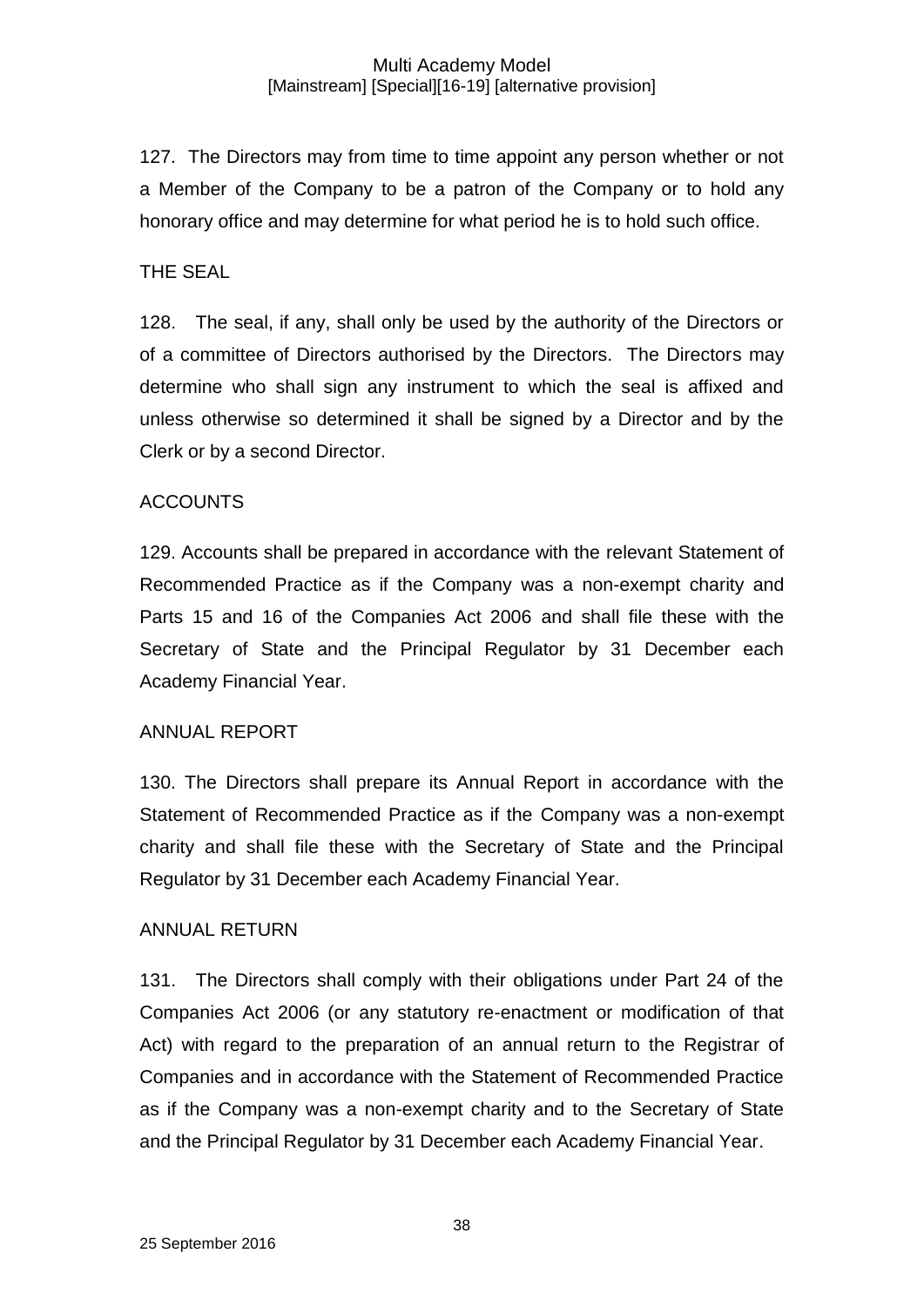127. The Directors may from time to time appoint any person whether or not a Member of the Company to be a patron of the Company or to hold any honorary office and may determine for what period he is to hold such office.

THE SEAL

128. The seal, if any, shall only be used by the authority of the Directors or of a committee of Directors authorised by the Directors. The Directors may determine who shall sign any instrument to which the seal is affixed and unless otherwise so determined it shall be signed by a Director and by the Clerk or by a second Director.

ACCOUNTS

129. Accounts shall be prepared in accordance with the relevant Statement of Recommended Practice as if the Company was a non-exempt charity and Parts 15 and 16 of the Companies Act 2006 and shall file these with the Secretary of State and the Principal Regulator by 31 December each Academy Financial Year.

ANNUAL REPORT

130. The Directors shall prepare its Annual Report in accordance with the Statement of Recommended Practice as if the Company was a non-exempt charity and shall file these with the Secretary of State and the Principal Regulator by 31 December each Academy Financial Year.

ANNUAL RETURN

131. The Directors shall comply with their obligations under Part 24 of the Companies Act 2006 (or any statutory re-enactment or modification of that Act) with regard to the preparation of an annual return to the Registrar of Companies and in accordance with the Statement of Recommended Practice as if the Company was a non-exempt charity and to the Secretary of State and the Principal Regulator by 31 December each Academy Financial Year.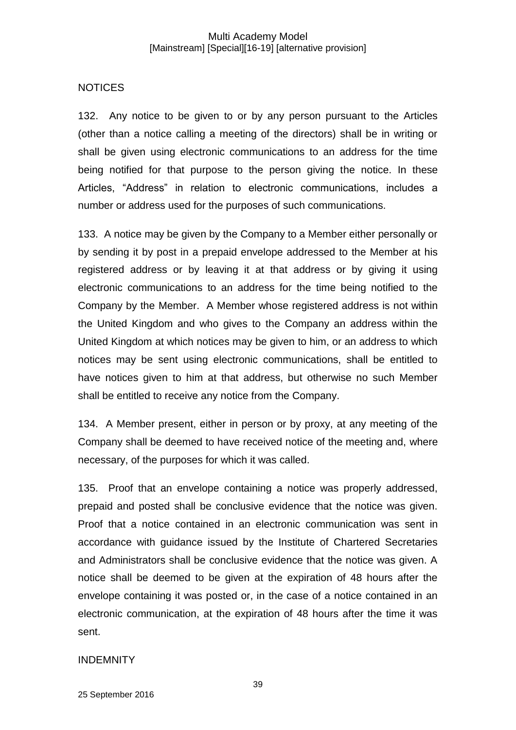## NOTICES

132. Any notice to be given to or by any person pursuant to the Articles (other than a notice calling a meeting of the directors) shall be in writing or shall be given using electronic communications to an address for the time being notified for that purpose to the person giving the notice. In these Articles, "Address" in relation to electronic communications, includes a number or address used for the purposes of such communications.

133. A notice may be given by the Company to a Member either personally or by sending it by post in a prepaid envelope addressed to the Member at his registered address or by leaving it at that address or by giving it using electronic communications to an address for the time being notified to the Company by the Member. A Member whose registered address is not within the United Kingdom and who gives to the Company an address within the United Kingdom at which notices may be given to him, or an address to which notices may be sent using electronic communications, shall be entitled to have notices given to him at that address, but otherwise no such Member shall be entitled to receive any notice from the Company.

134. A Member present, either in person or by proxy, at any meeting of the Company shall be deemed to have received notice of the meeting and, where necessary, of the purposes for which it was called.

135. Proof that an envelope containing a notice was properly addressed, prepaid and posted shall be conclusive evidence that the notice was given. Proof that a notice contained in an electronic communication was sent in accordance with guidance issued by the Institute of Chartered Secretaries and Administrators shall be conclusive evidence that the notice was given. A notice shall be deemed to be given at the expiration of 48 hours after the envelope containing it was posted or, in the case of a notice contained in an electronic communication, at the expiration of 48 hours after the time it was sent.

## INDEMNITY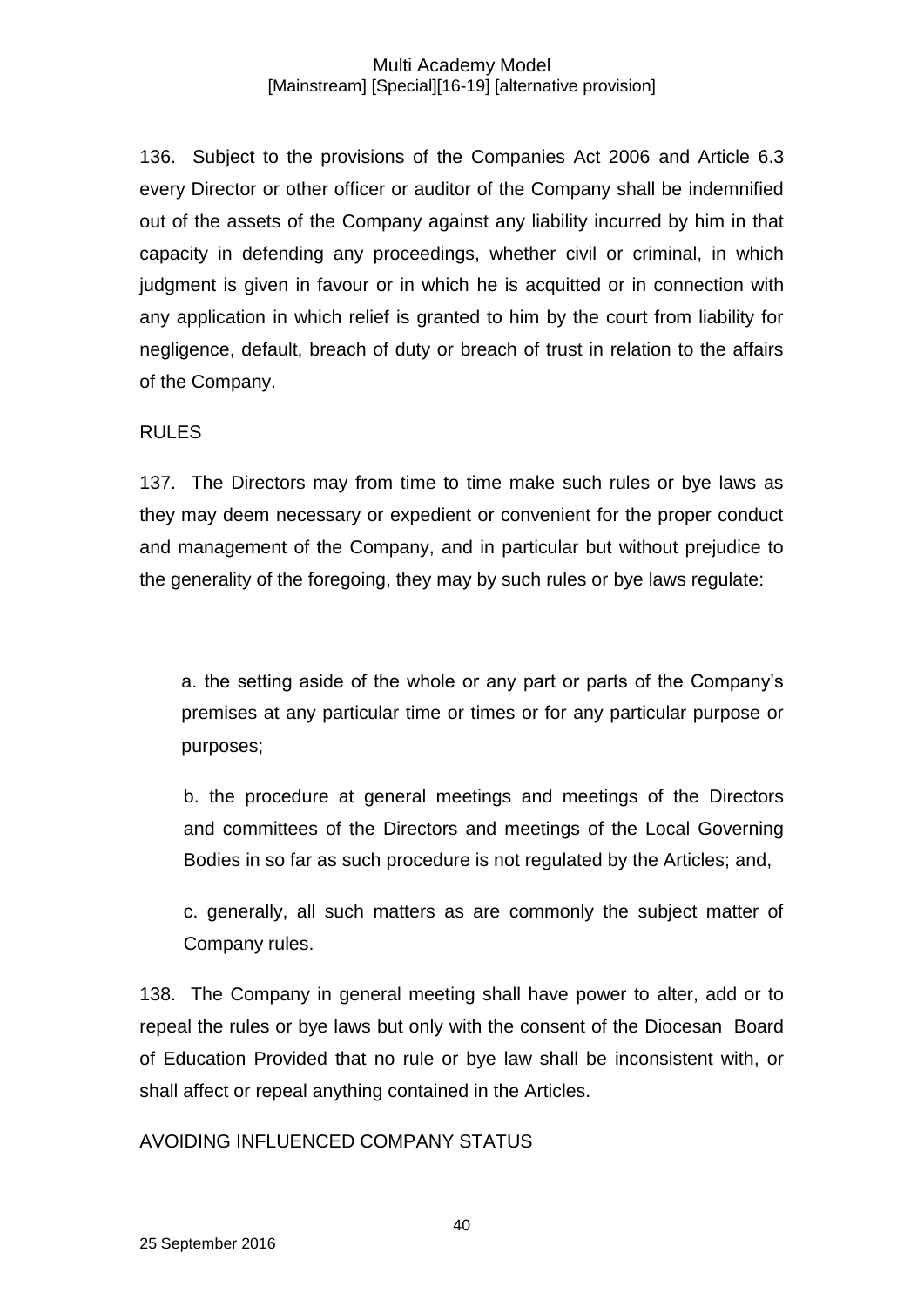136. Subject to the provisions of the Companies Act 2006 and Article 6.3 every Director or other officer or auditor of the Company shall be indemnified out of the assets of the Company against any liability incurred by him in that capacity in defending any proceedings, whether civil or criminal, in which judgment is given in favour or in which he is acquitted or in connection with any application in which relief is granted to him by the court from liability for negligence, default, breach of duty or breach of trust in relation to the affairs of the Company.

RULES

137. The Directors may from time to time make such rules or bye laws as they may deem necessary or expedient or convenient for the proper conduct and management of the Company, and in particular but without prejudice to the generality of the foregoing, they may by such rules or bye laws regulate:

a. the setting aside of the whole or any part or parts of the Company's premises at any particular time or times or for any particular purpose or purposes;

b. the procedure at general meetings and meetings of the Directors and committees of the Directors and meetings of the Local Governing Bodies in so far as such procedure is not regulated by the Articles; and,

c. generally, all such matters as are commonly the subject matter of Company rules.

138. The Company in general meeting shall have power to alter, add or to repeal the rules or bye laws but only with the consent of the Diocesan Board of Education Provided that no rule or bye law shall be inconsistent with, or shall affect or repeal anything contained in the Articles.

AVOIDING INFLUENCED COMPANY STATUS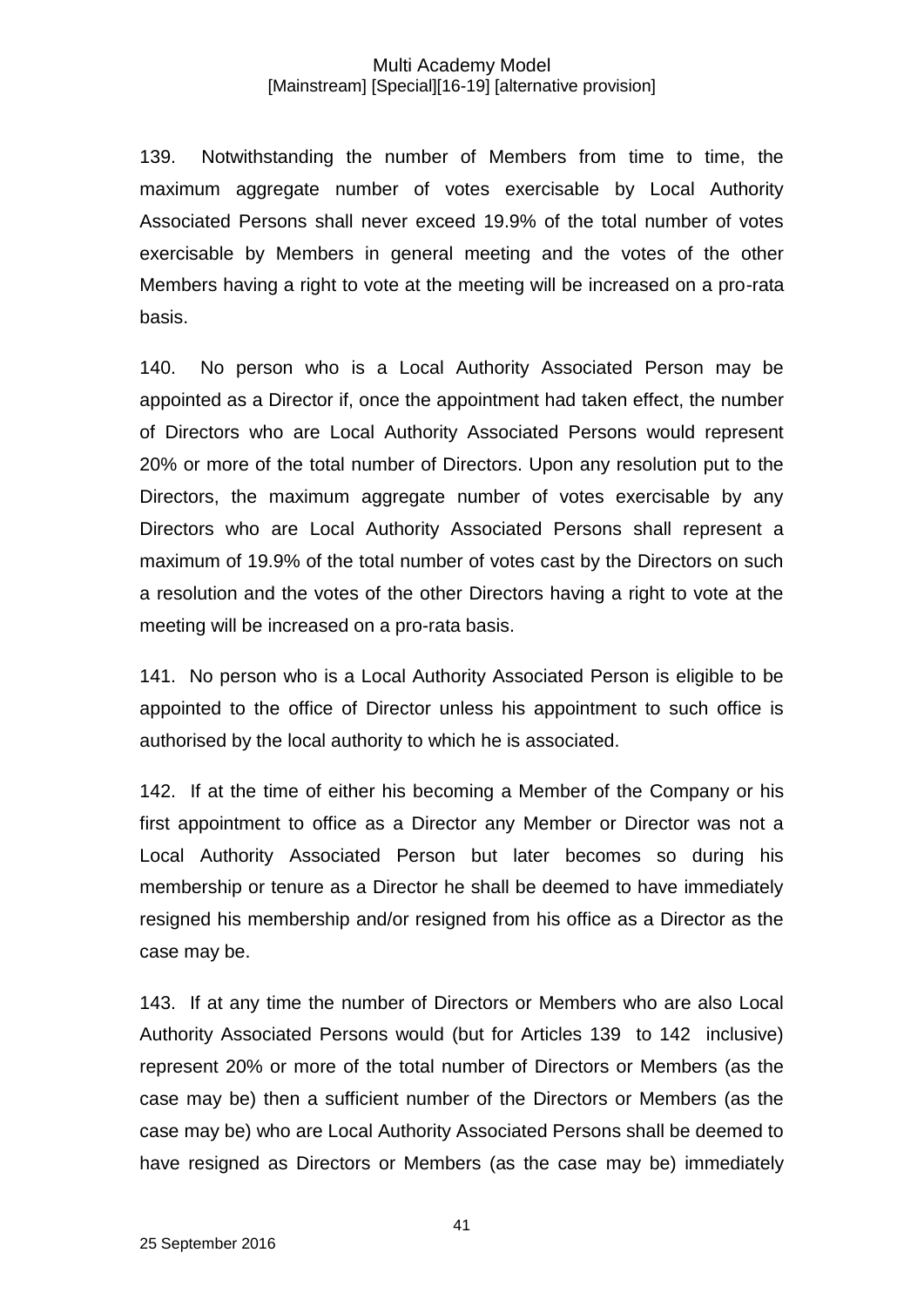139. Notwithstanding the number of Members from time to time, the maximum aggregate number of votes exercisable by Local Authority Associated Persons shall never exceed 19.9% of the total number of votes exercisable by Members in general meeting and the votes of the other Members having a right to vote at the meeting will be increased on a pro-rata basis.

140. No person who is a Local Authority Associated Person may be appointed as a Director if, once the appointment had taken effect, the number of Directors who are Local Authority Associated Persons would represent 20% or more of the total number of Directors. Upon any resolution put to the Directors, the maximum aggregate number of votes exercisable by any Directors who are Local Authority Associated Persons shall represent a maximum of 19.9% of the total number of votes cast by the Directors on such a resolution and the votes of the other Directors having a right to vote at the meeting will be increased on a pro-rata basis.

141. No person who is a Local Authority Associated Person is eligible to be appointed to the office of Director unless his appointment to such office is authorised by the local authority to which he is associated.

142. If at the time of either his becoming a Member of the Company or his first appointment to office as a Director any Member or Director was not a Local Authority Associated Person but later becomes so during his membership or tenure as a Director he shall be deemed to have immediately resigned his membership and/or resigned from his office as a Director as the case may be.

143. If at any time the number of Directors or Members who are also Local Authority Associated Persons would (but for Articles 139 to 142 inclusive) represent 20% or more of the total number of Directors or Members (as the case may be) then a sufficient number of the Directors or Members (as the case may be) who are Local Authority Associated Persons shall be deemed to have resigned as Directors or Members (as the case may be) immediately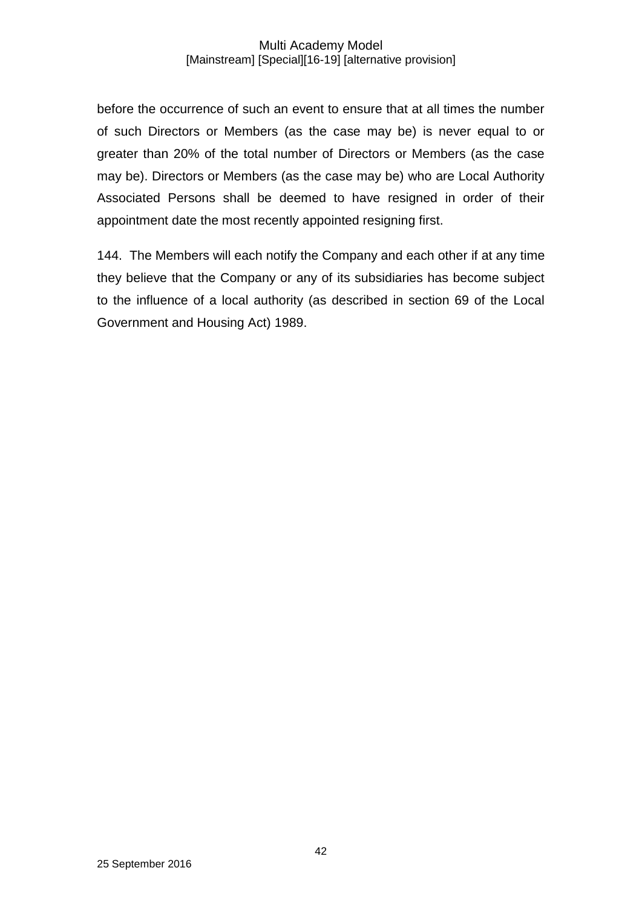before the occurrence of such an event to ensure that at all times the number of such Directors or Members (as the case may be) is never equal to or greater than 20% of the total number of Directors or Members (as the case may be). Directors or Members (as the case may be) who are Local Authority Associated Persons shall be deemed to have resigned in order of their appointment date the most recently appointed resigning first.

144. The Members will each notify the Company and each other if at any time they believe that the Company or any of its subsidiaries has become subject to the influence of a local authority (as described in section 69 of the Local Government and Housing Act) 1989.